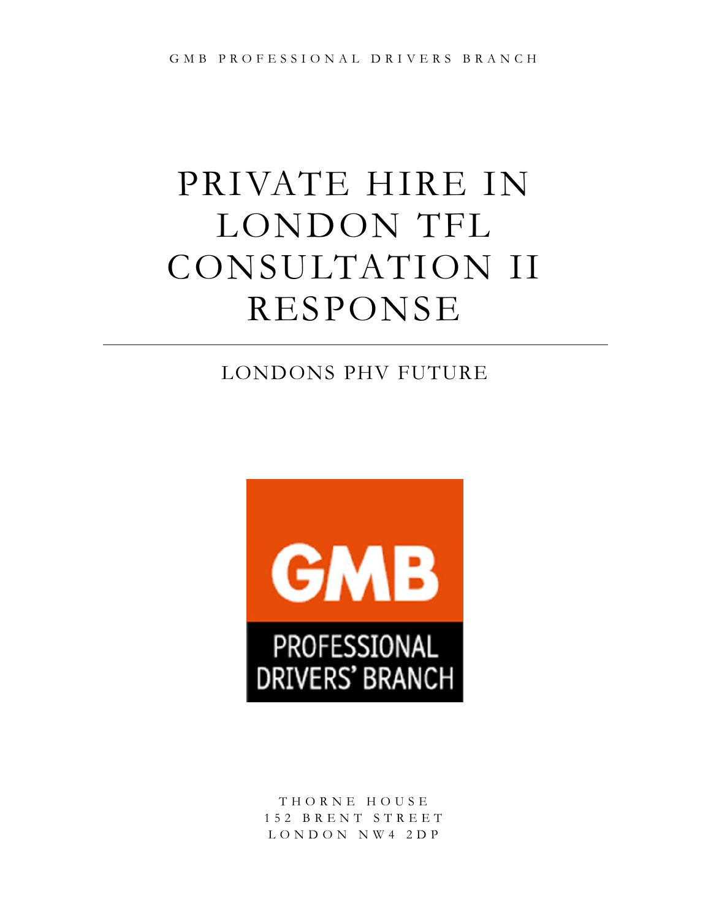GMB PROFESSIONAL DRIVERS BRANCH

# PRIVATE HIRE IN LONDON TFL CONSULTATION II RESPONSE

## LONDONS PHV FUTURE

GMB

PROFESSIONAL DRIVERS' BRANCH

THORNE HOUSE
152 BRENT STREET
LONDON NW4 2DP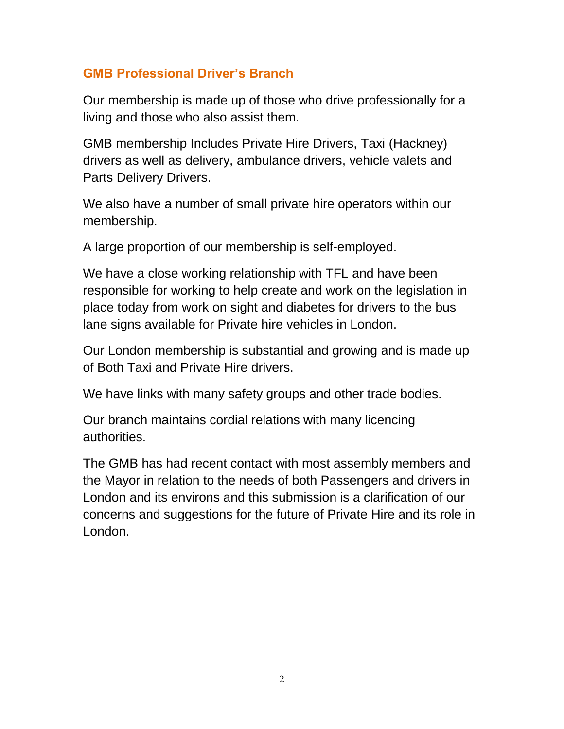## GMB Professional Driver's Branch

Our membership is made up of those who drive professionally for a living and those who also assist them.

GMB membership Includes Private Hire Drivers, Taxi (Hackney) drivers as well as delivery, ambulance drivers, vehicle valets and Parts Delivery Drivers.

We also have a number of small private hire operators within our membership.

A large proportion of our membership is self-employed.

We have a close working relationship with TFL and have been responsible for working to help create and work on the legislation in place today from work on sight and diabetes for drivers to the bus lane signs available for Private hire vehicles in London.

Our London membership is substantial and growing and is made up of Both Taxi and Private Hire drivers.

We have links with many safety groups and other trade bodies.

Our branch maintains cordial relations with many licencing authorities.

The GMB has had recent contact with most assembly members and the Mayor in relation to the needs of both Passengers and drivers in London and its environs and this submission is a clarification of our concerns and suggestions for the future of Private Hire and its role in London.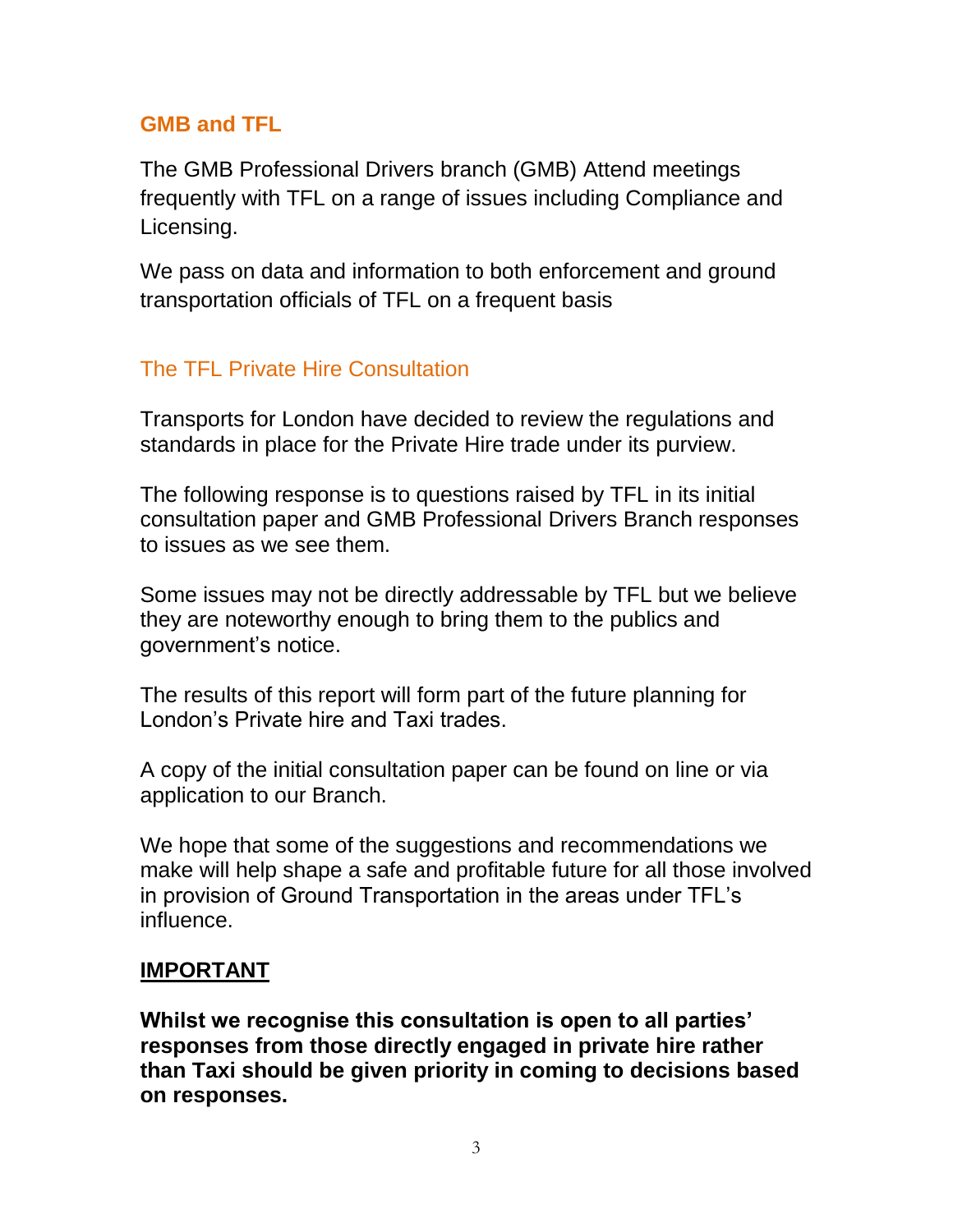## GMB and TFL

The GMB Professional Drivers branch (GMB) Attend meetings frequently with TFL on a range of issues including Compliance and Licensing.

We pass on data and information to both enforcement and ground transportation officials of TFL on a frequent basis

### The TFL Private Hire Consultation

Transports for London have decided to review the regulations and standards in place for the Private Hire trade under its purview.

The following response is to questions raised by TFL in its initial consultation paper and GMB Professional Drivers Branch responses to issues as we see them.

Some issues may not be directly addressable by TFL but we believe they are noteworthy enough to bring them to the publics and government's notice.

The results of this report will form part of the future planning for London's Private hire and Taxi trades.

A copy of the initial consultation paper can be found on line or via application to our Branch.

We hope that some of the suggestions and recommendations we make will help shape a safe and profitable future for all those involved in provision of Ground Transportation in the areas under TFL's influence.

**IMPORTANT**

**Whilst we recognise this consultation is open to all parties' responses from those directly engaged in private hire rather than Taxi should be given priority in coming to decisions based on responses.**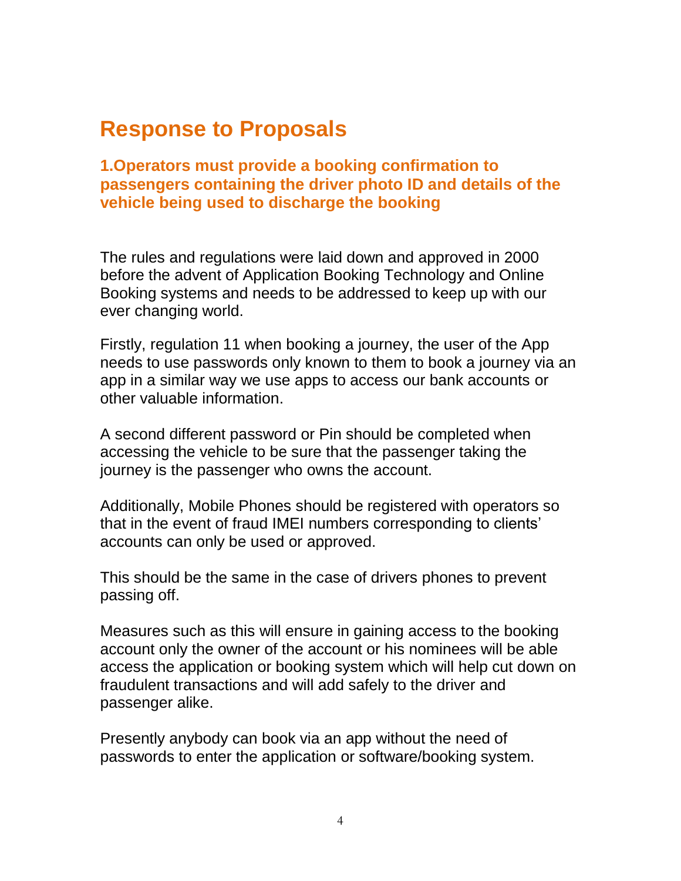# Response to Proposals

### 1.Operators must provide a booking confirmation to passengers containing the driver photo ID and details of the vehicle being used to discharge the booking

The rules and regulations were laid down and approved in 2000 before the advent of Application Booking Technology and Online Booking systems and needs to be addressed to keep up with our ever changing world.

Firstly, regulation 11 when booking a journey, the user of the App needs to use passwords only known to them to book a journey via an app in a similar way we use apps to access our bank accounts or other valuable information.

A second different password or Pin should be completed when accessing the vehicle to be sure that the passenger taking the journey is the passenger who owns the account.

Additionally, Mobile Phones should be registered with operators so that in the event of fraud IMEI numbers corresponding to clients' accounts can only be used or approved.

This should be the same in the case of drivers phones to prevent passing off.

Measures such as this will ensure in gaining access to the booking account only the owner of the account or his nominees will be able access the application or booking system which will help cut down on fraudulent transactions and will add safely to the driver and passenger alike.

Presently anybody can book via an app without the need of passwords to enter the application or software/booking system.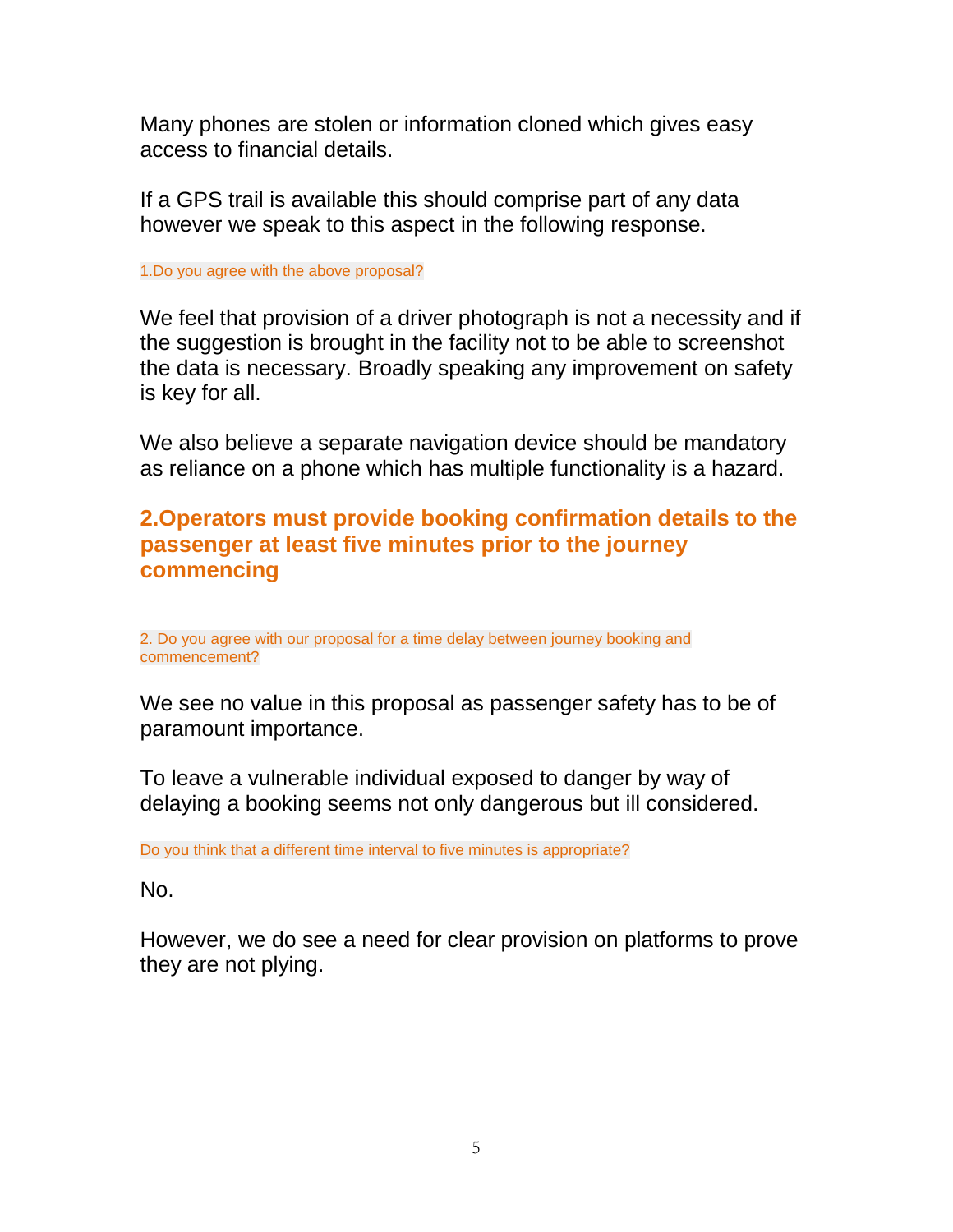Many phones are stolen or information cloned which gives easy access to financial details.

If a GPS trail is available this should comprise part of any data however we speak to this aspect in the following response.

1.Do you agree with the above proposal?

We feel that provision of a driver photograph is not a necessity and if the suggestion is brought in the facility not to be able to screenshot the data is necessary. Broadly speaking any improvement on safety is key for all.

We also believe a separate navigation device should be mandatory as reliance on a phone which has multiple functionality is a hazard.

## 2.Operators must provide booking confirmation details to the passenger at least five minutes prior to the journey commencing

2. Do you agree with our proposal for a time delay between journey booking and commencement?

We see no value in this proposal as passenger safety has to be of paramount importance.

To leave a vulnerable individual exposed to danger by way of delaying a booking seems not only dangerous but ill considered.

Do you think that a different time interval to five minutes is appropriate?

No.

However, we do see a need for clear provision on platforms to prove they are not plying.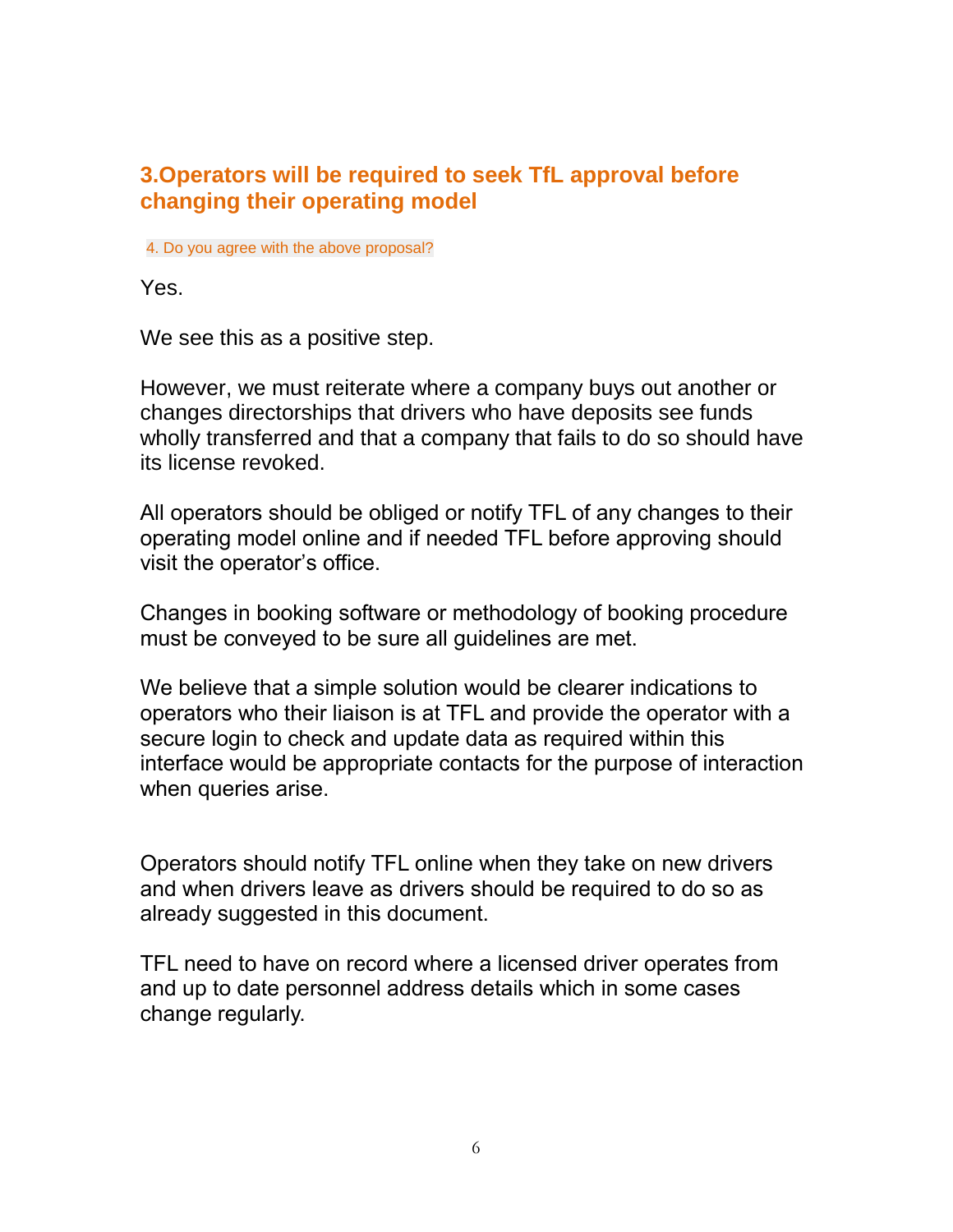## 3.Operators will be required to seek TfL approval before changing their operating model

4. Do you agree with the above proposal?

Yes.

We see this as a positive step.

However, we must reiterate where a company buys out another or changes directorships that drivers who have deposits see funds wholly transferred and that a company that fails to do so should have its license revoked.

All operators should be obliged or notify TFL of any changes to their operating model online and if needed TFL before approving should visit the operator's office.

Changes in booking software or methodology of booking procedure must be conveyed to be sure all guidelines are met.

We believe that a simple solution would be clearer indications to operators who their liaison is at TFL and provide the operator with a secure login to check and update data as required within this interface would be appropriate contacts for the purpose of interaction when queries arise.

Operators should notify TFL online when they take on new drivers and when drivers leave as drivers should be required to do so as already suggested in this document.

TFL need to have on record where a licensed driver operates from and up to date personnel address details which in some cases change regularly.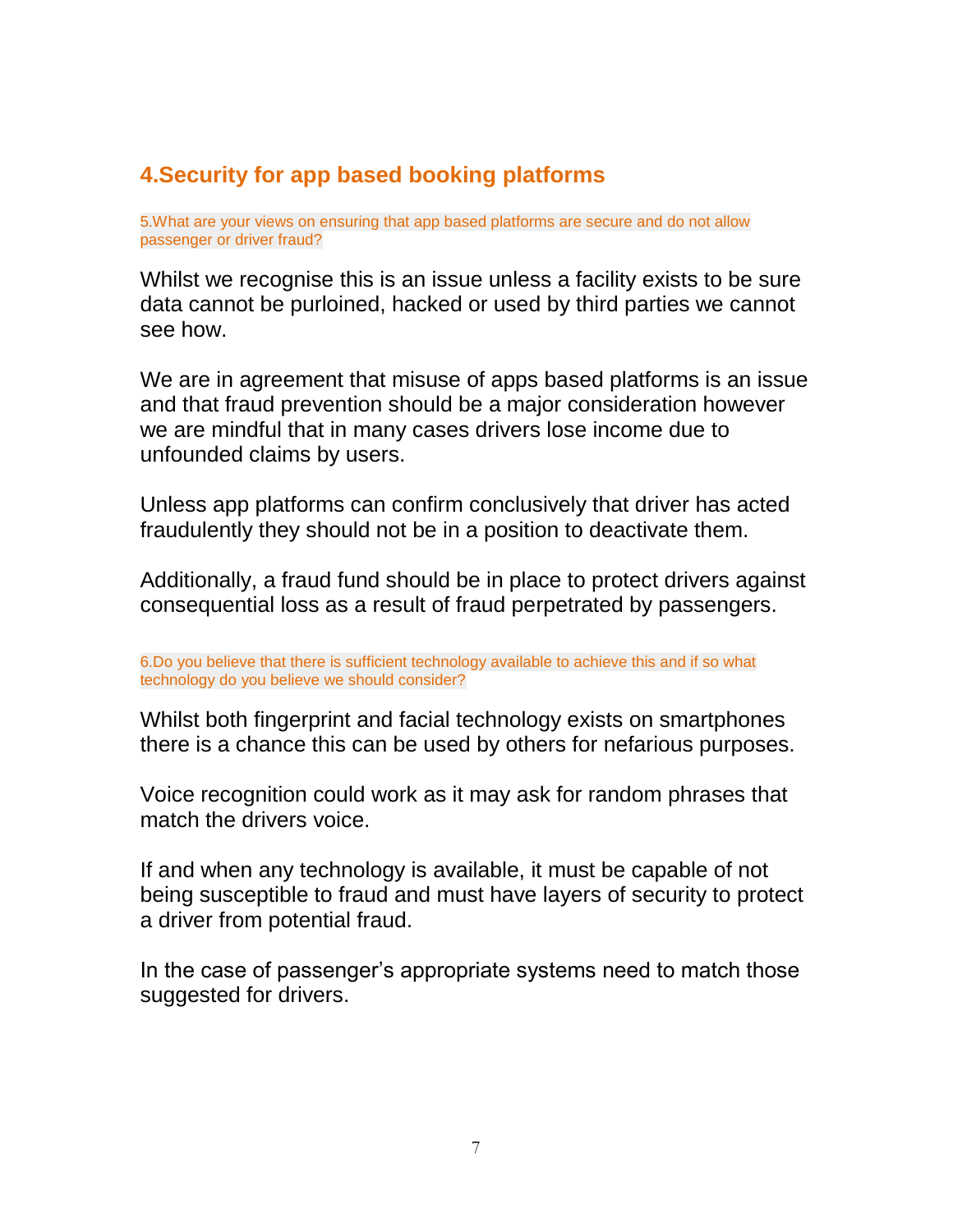## 4.Security for app based booking platforms

5.What are your views on ensuring that app based platforms are secure and do not allow passenger or driver fraud?

Whilst we recognise this is an issue unless a facility exists to be sure data cannot be purloined, hacked or used by third parties we cannot see how.

We are in agreement that misuse of apps based platforms is an issue and that fraud prevention should be a major consideration however we are mindful that in many cases drivers lose income due to unfounded claims by users.

Unless app platforms can confirm conclusively that driver has acted fraudulently they should not be in a position to deactivate them.

Additionally, a fraud fund should be in place to protect drivers against consequential loss as a result of fraud perpetrated by passengers.

6.Do you believe that there is sufficient technology available to achieve this and if so what technology do you believe we should consider?

Whilst both fingerprint and facial technology exists on smartphones there is a chance this can be used by others for nefarious purposes.

Voice recognition could work as it may ask for random phrases that match the drivers voice.

If and when any technology is available, it must be capable of not being susceptible to fraud and must have layers of security to protect a driver from potential fraud.

In the case of passenger's appropriate systems need to match those suggested for drivers.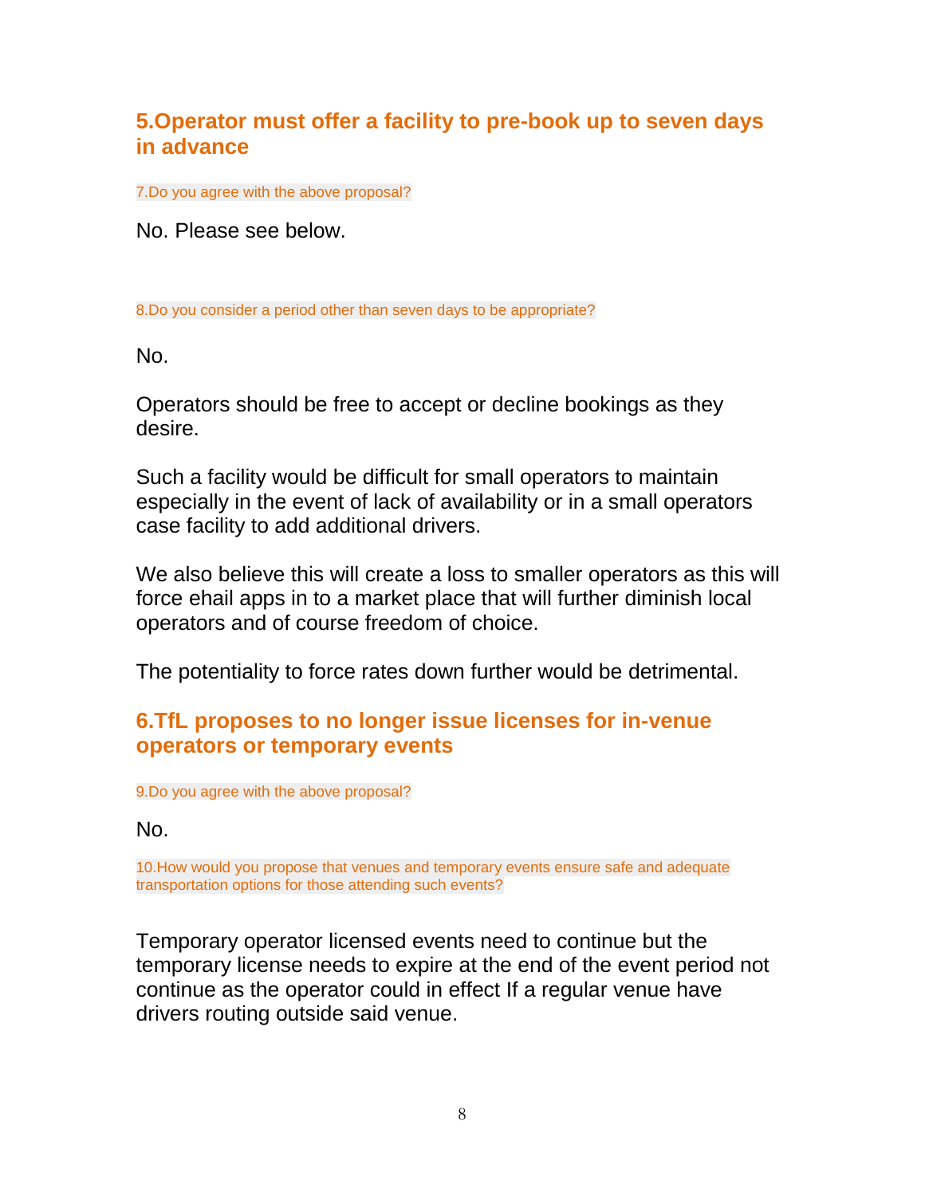## 5.Operator must offer a facility to pre-book up to seven days in advance

7.Do you agree with the above proposal?

No. Please see below.

8.Do you consider a period other than seven days to be appropriate?

No.

Operators should be free to accept or decline bookings as they desire.

Such a facility would be difficult for small operators to maintain especially in the event of lack of availability or in a small operators case facility to add additional drivers.

We also believe this will create a loss to smaller operators as this will force ehail apps in to a market place that will further diminish local operators and of course freedom of choice.

The potentiality to force rates down further would be detrimental.

## 6.TfL proposes to no longer issue licenses for in-venue operators or temporary events

9.Do you agree with the above proposal?

No.

10.How would you propose that venues and temporary events ensure safe and adequate transportation options for those attending such events?

Temporary operator licensed events need to continue but the temporary license needs to expire at the end of the event period not continue as the operator could in effect If a regular venue have drivers routing outside said venue.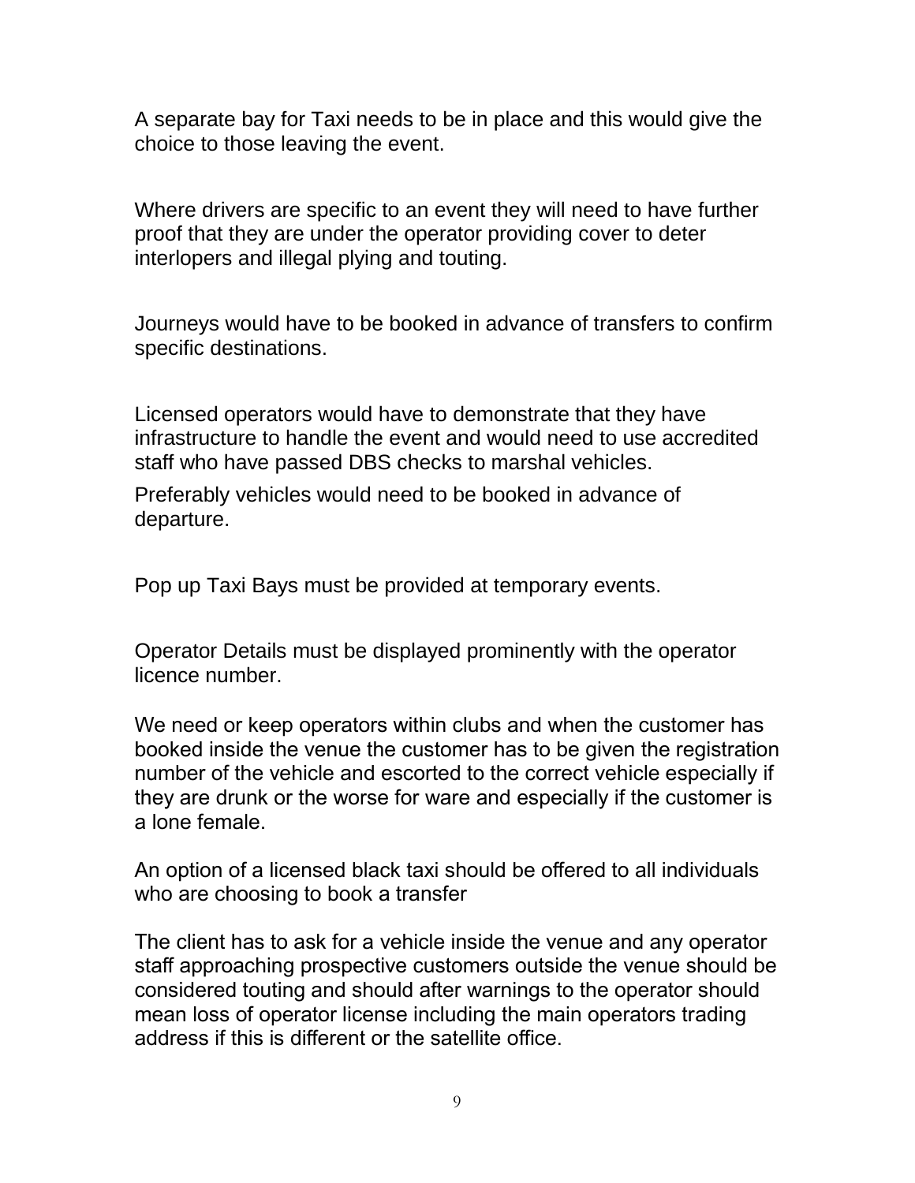A separate bay for Taxi needs to be in place and this would give the choice to those leaving the event.

Where drivers are specific to an event they will need to have further proof that they are under the operator providing cover to deter interlopers and illegal plying and touting.

Journeys would have to be booked in advance of transfers to confirm specific destinations.

Licensed operators would have to demonstrate that they have infrastructure to handle the event and would need to use accredited staff who have passed DBS checks to marshal vehicles.

Preferably vehicles would need to be booked in advance of departure.

Pop up Taxi Bays must be provided at temporary events.

Operator Details must be displayed prominently with the operator licence number.

We need or keep operators within clubs and when the customer has booked inside the venue the customer has to be given the registration number of the vehicle and escorted to the correct vehicle especially if they are drunk or the worse for ware and especially if the customer is a lone female.

An option of a licensed black taxi should be offered to all individuals who are choosing to book a transfer

The client has to ask for a vehicle inside the venue and any operator staff approaching prospective customers outside the venue should be considered touting and should after warnings to the operator should mean loss of operator license including the main operators trading address if this is different or the satellite office.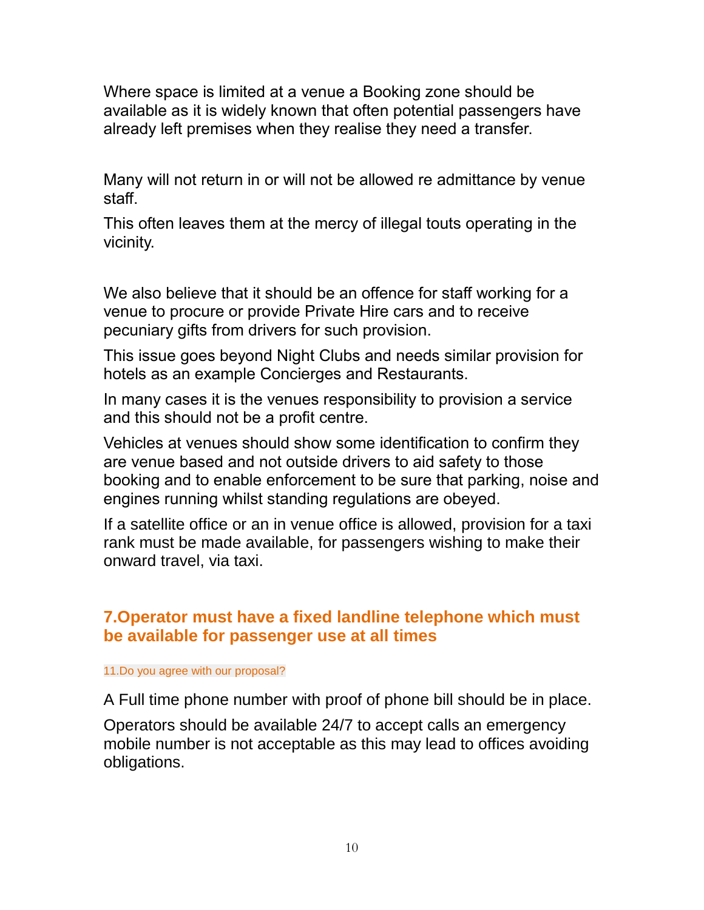Where space is limited at a venue a Booking zone should be available as it is widely known that often potential passengers have already left premises when they realise they need a transfer.

Many will not return in or will not be allowed re admittance by venue staff.

This often leaves them at the mercy of illegal touts operating in the vicinity.

We also believe that it should be an offence for staff working for a venue to procure or provide Private Hire cars and to receive pecuniary gifts from drivers for such provision.

This issue goes beyond Night Clubs and needs similar provision for hotels as an example Concierges and Restaurants.

In many cases it is the venues responsibility to provision a service and this should not be a profit centre.

Vehicles at venues should show some identification to confirm they are venue based and not outside drivers to aid safety to those booking and to enable enforcement to be sure that parking, noise and engines running whilst standing regulations are obeyed.

If a satellite office or an in venue office is allowed, provision for a taxi rank must be made available, for passengers wishing to make their onward travel, via taxi.

## 7.Operator must have a fixed landline telephone which must be available for passenger use at all times

11.Do you agree with our proposal?

A Full time phone number with proof of phone bill should be in place.

Operators should be available 24/7 to accept calls an emergency mobile number is not acceptable as this may lead to offices avoiding obligations.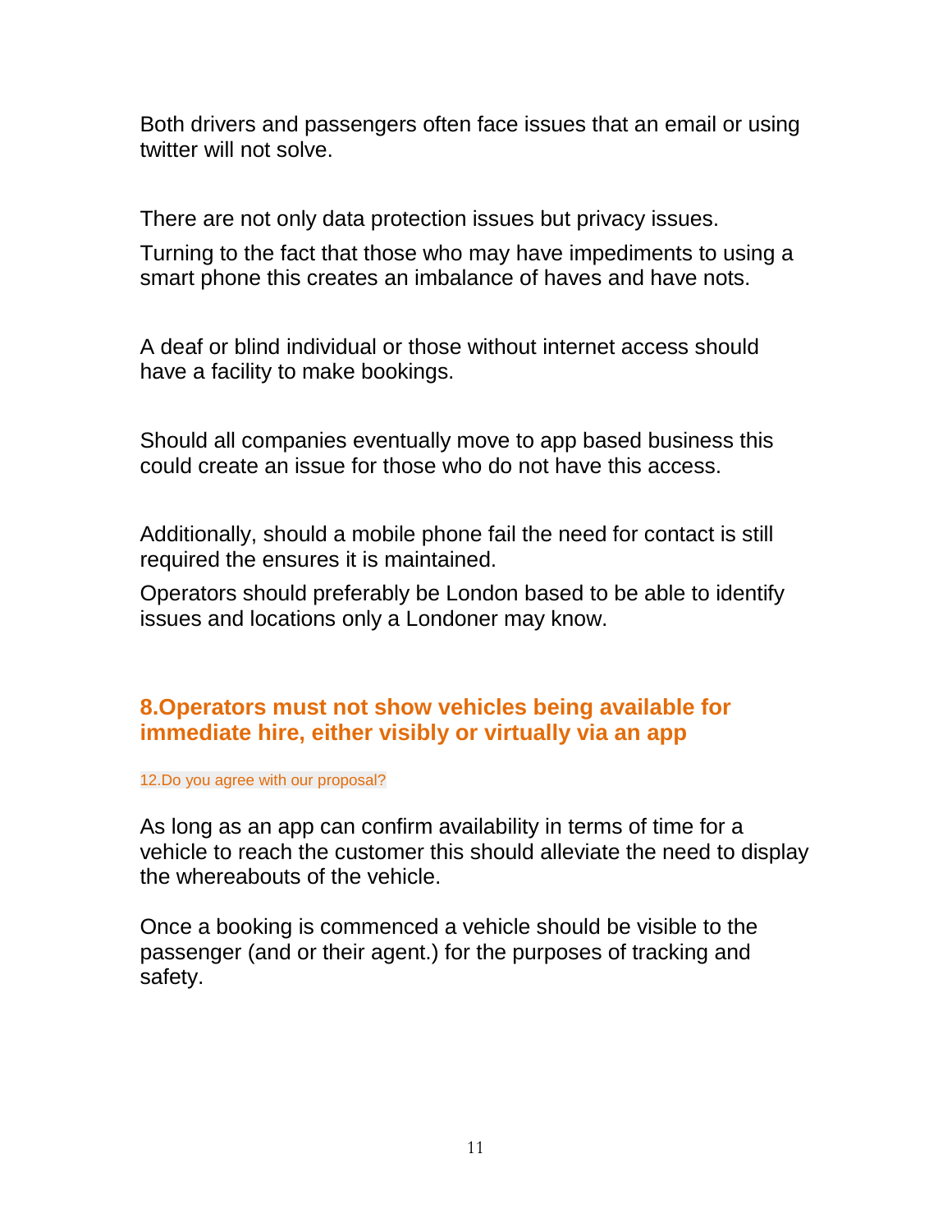Both drivers and passengers often face issues that an email or using twitter will not solve.

There are not only data protection issues but privacy issues.

Turning to the fact that those who may have impediments to using a smart phone this creates an imbalance of haves and have nots.

A deaf or blind individual or those without internet access should have a facility to make bookings.

Should all companies eventually move to app based business this could create an issue for those who do not have this access.

Additionally, should a mobile phone fail the need for contact is still required the ensures it is maintained.

Operators should preferably be London based to be able to identify issues and locations only a Londoner may know.

## 8.Operators must not show vehicles being available for immediate hire, either visibly or virtually via an app

12.Do you agree with our proposal?

As long as an app can confirm availability in terms of time for a vehicle to reach the customer this should alleviate the need to display the whereabouts of the vehicle.

Once a booking is commenced a vehicle should be visible to the passenger (and or their agent.) for the purposes of tracking and safety.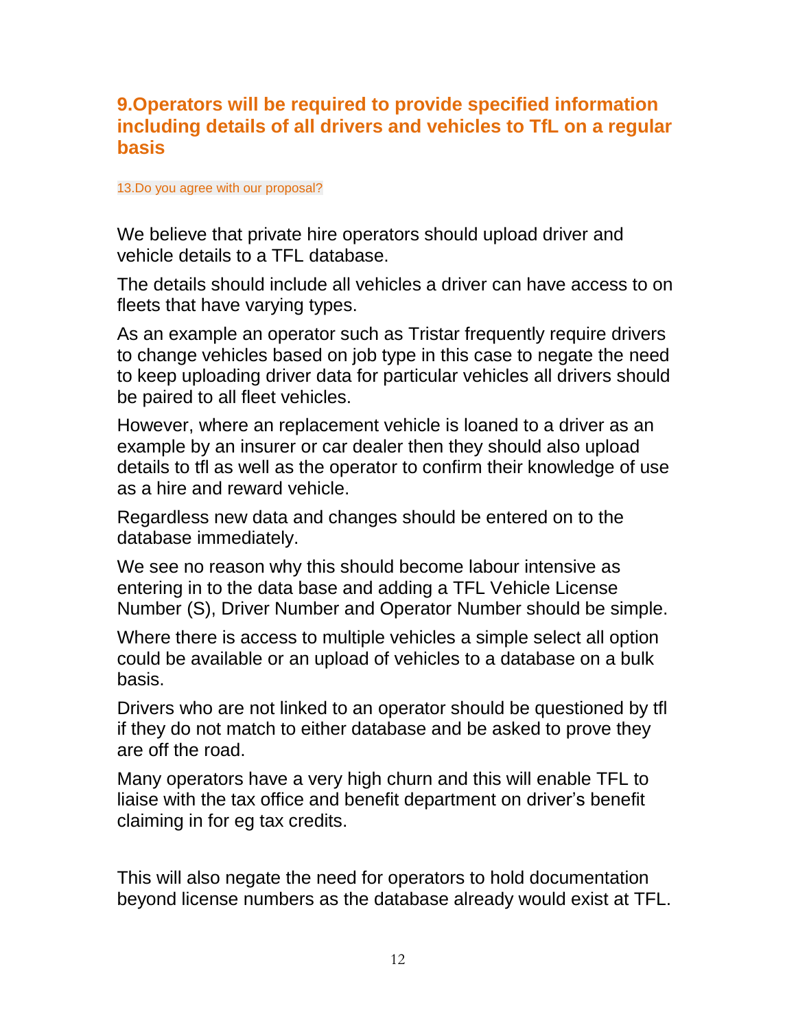## 9.Operators will be required to provide specified information including details of all drivers and vehicles to TfL on a regular basis

13.Do you agree with our proposal?

We believe that private hire operators should upload driver and vehicle details to a TFL database.

The details should include all vehicles a driver can have access to on fleets that have varying types.

As an example an operator such as Tristar frequently require drivers to change vehicles based on job type in this case to negate the need to keep uploading driver data for particular vehicles all drivers should be paired to all fleet vehicles.

However, where an replacement vehicle is loaned to a driver as an example by an insurer or car dealer then they should also upload details to tfl as well as the operator to confirm their knowledge of use as a hire and reward vehicle.

Regardless new data and changes should be entered on to the database immediately.

We see no reason why this should become labour intensive as entering in to the data base and adding a TFL Vehicle License Number (S), Driver Number and Operator Number should be simple.

Where there is access to multiple vehicles a simple select all option could be available or an upload of vehicles to a database on a bulk basis.

Drivers who are not linked to an operator should be questioned by tfl if they do not match to either database and be asked to prove they are off the road.

Many operators have a very high churn and this will enable TFL to liaise with the tax office and benefit department on driver's benefit claiming in for eg tax credits.

This will also negate the need for operators to hold documentation beyond license numbers as the database already would exist at TFL.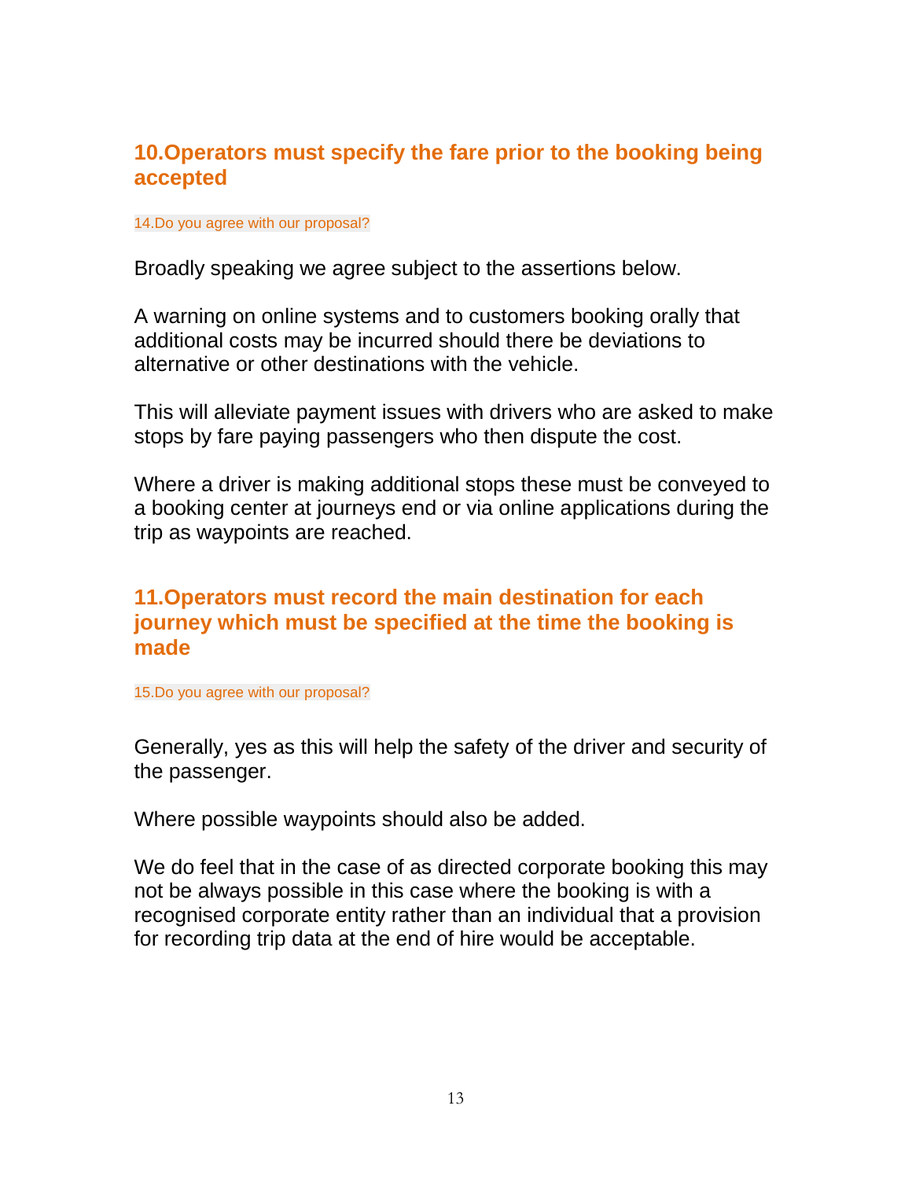## 10.Operators must specify the fare prior to the booking being accepted

14.Do you agree with our proposal?

Broadly speaking we agree subject to the assertions below.

A warning on online systems and to customers booking orally that additional costs may be incurred should there be deviations to alternative or other destinations with the vehicle.

This will alleviate payment issues with drivers who are asked to make stops by fare paying passengers who then dispute the cost.

Where a driver is making additional stops these must be conveyed to a booking center at journeys end or via online applications during the trip as waypoints are reached.

## 11.Operators must record the main destination for each journey which must be specified at the time the booking is made

15.Do you agree with our proposal?

Generally, yes as this will help the safety of the driver and security of the passenger.

Where possible waypoints should also be added.

We do feel that in the case of as directed corporate booking this may not be always possible in this case where the booking is with a recognised corporate entity rather than an individual that a provision for recording trip data at the end of hire would be acceptable.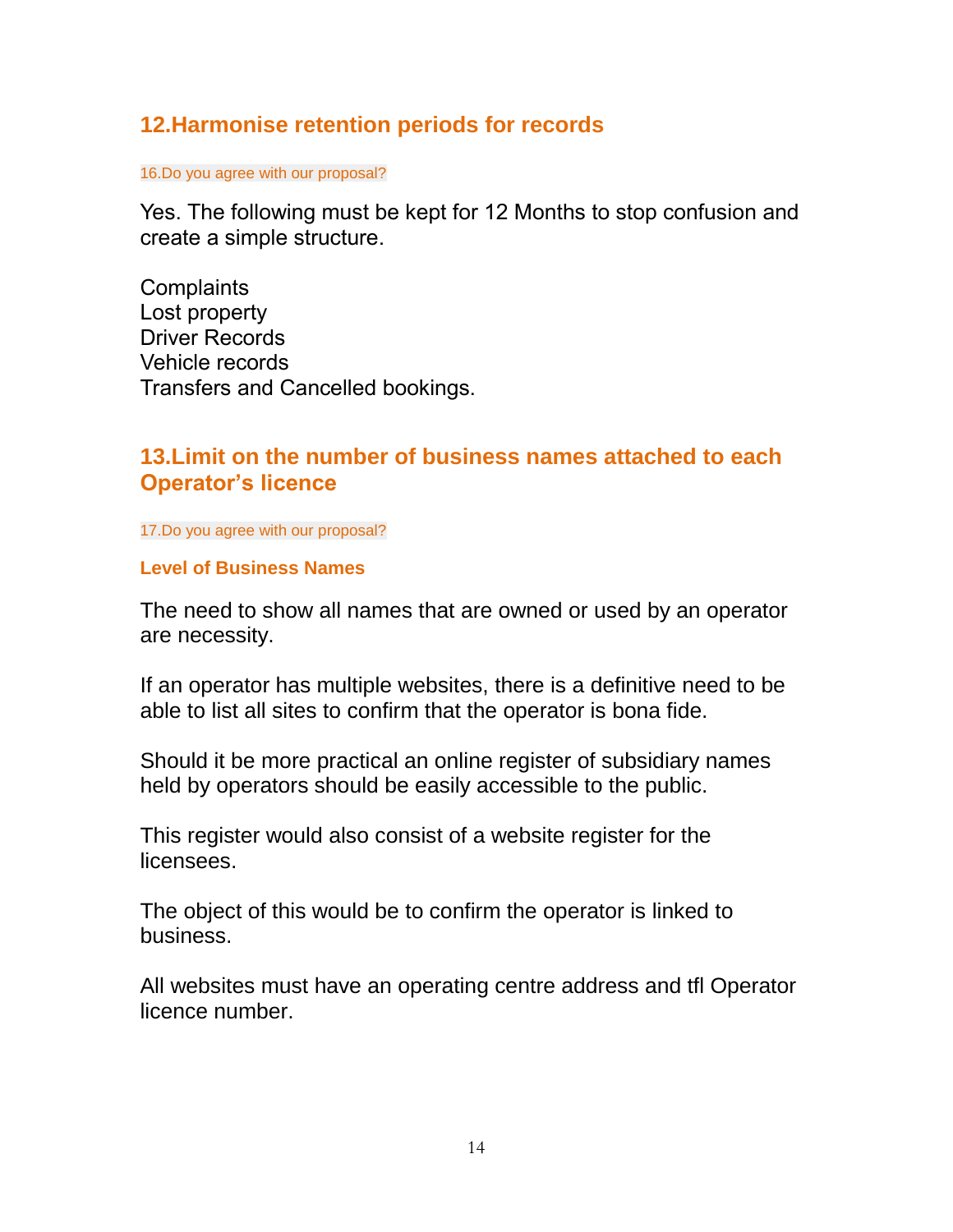## 12.Harmonise retention periods for records

16.Do you agree with our proposal?

Yes. The following must be kept for 12 Months to stop confusion and create a simple structure.

Complaints
Lost property
Driver Records
Vehicle records
Transfers and Cancelled bookings.

## 13.Limit on the number of business names attached to each Operator's licence

17.Do you agree with our proposal?

**Level of Business Names**

The need to show all names that are owned or used by an operator are necessity.

If an operator has multiple websites, there is a definitive need to be able to list all sites to confirm that the operator is bona fide.

Should it be more practical an online register of subsidiary names held by operators should be easily accessible to the public.

This register would also consist of a website register for the licensees.

The object of this would be to confirm the operator is linked to business.

All websites must have an operating centre address and tfl Operator licence number.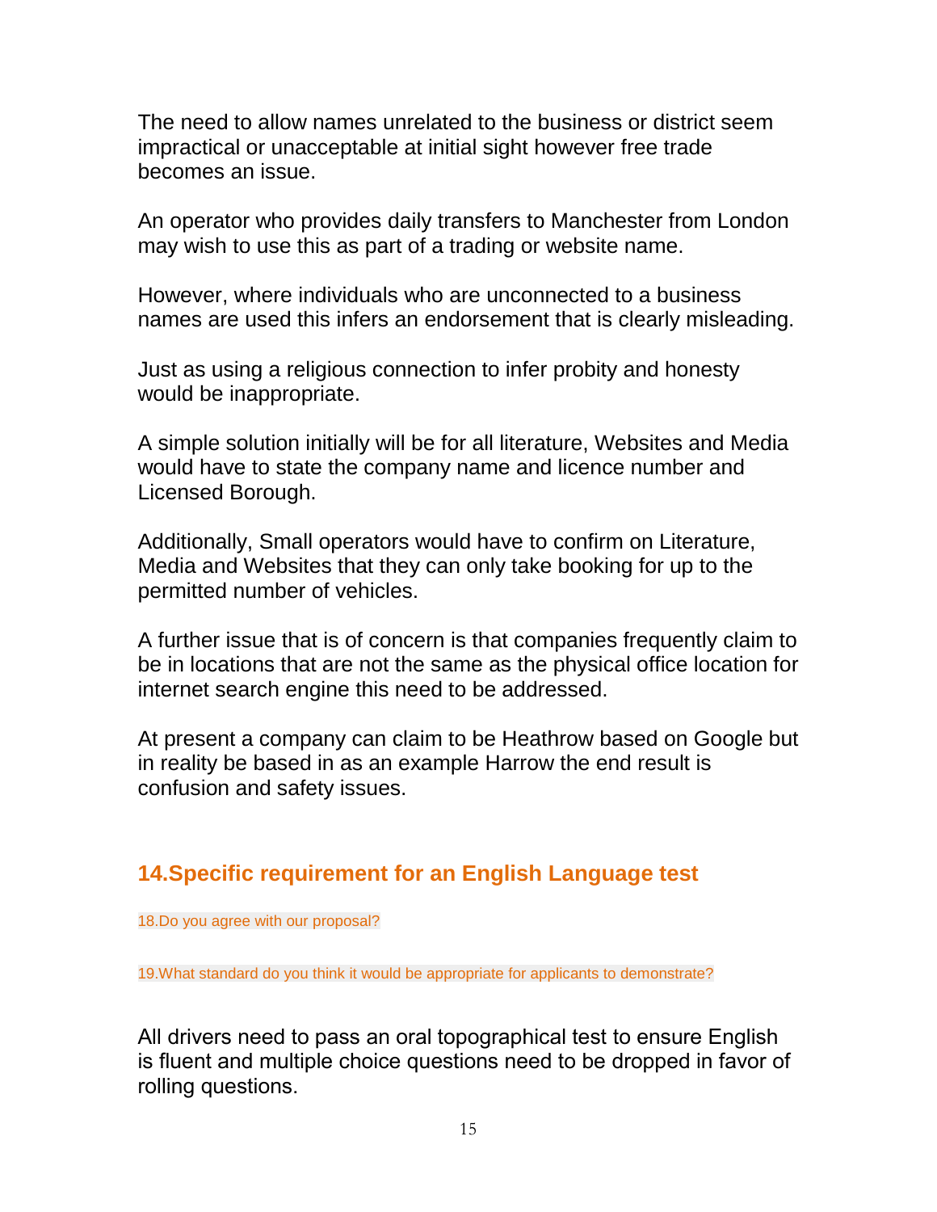The need to allow names unrelated to the business or district seem impractical or unacceptable at initial sight however free trade becomes an issue.

An operator who provides daily transfers to Manchester from London may wish to use this as part of a trading or website name.

However, where individuals who are unconnected to a business names are used this infers an endorsement that is clearly misleading.

Just as using a religious connection to infer probity and honesty would be inappropriate.

A simple solution initially will be for all literature, Websites and Media would have to state the company name and licence number and Licensed Borough.

Additionally, Small operators would have to confirm on Literature, Media and Websites that they can only take booking for up to the permitted number of vehicles.

A further issue that is of concern is that companies frequently claim to be in locations that are not the same as the physical office location for internet search engine this need to be addressed.

At present a company can claim to be Heathrow based on Google but in reality be based in as an example Harrow the end result is confusion and safety issues.

## 14.Specific requirement for an English Language test

18.Do you agree with our proposal?

19.What standard do you think it would be appropriate for applicants to demonstrate?

All drivers need to pass an oral topographical test to ensure English is fluent and multiple choice questions need to be dropped in favor of rolling questions.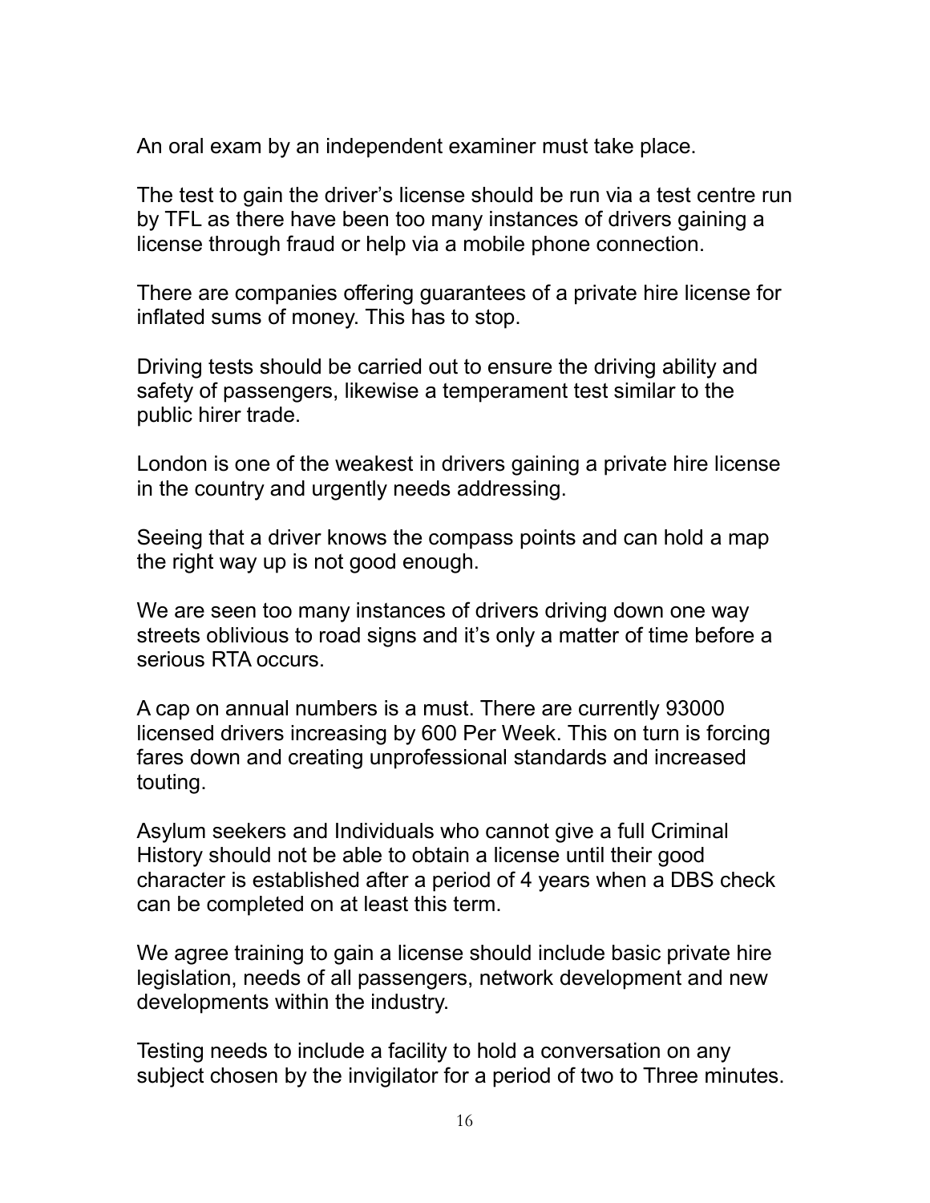An oral exam by an independent examiner must take place.

The test to gain the driver's license should be run via a test centre run by TFL as there have been too many instances of drivers gaining a license through fraud or help via a mobile phone connection.

There are companies offering guarantees of a private hire license for inflated sums of money. This has to stop.

Driving tests should be carried out to ensure the driving ability and safety of passengers, likewise a temperament test similar to the public hirer trade.

London is one of the weakest in drivers gaining a private hire license in the country and urgently needs addressing.

Seeing that a driver knows the compass points and can hold a map the right way up is not good enough.

We are seen too many instances of drivers driving down one way streets oblivious to road signs and it's only a matter of time before a serious RTA occurs.

A cap on annual numbers is a must. There are currently 93000 licensed drivers increasing by 600 Per Week. This on turn is forcing fares down and creating unprofessional standards and increased touting.

Asylum seekers and Individuals who cannot give a full Criminal History should not be able to obtain a license until their good character is established after a period of 4 years when a DBS check can be completed on at least this term.

We agree training to gain a license should include basic private hire legislation, needs of all passengers, network development and new developments within the industry.

Testing needs to include a facility to hold a conversation on any subject chosen by the invigilator for a period of two to Three minutes.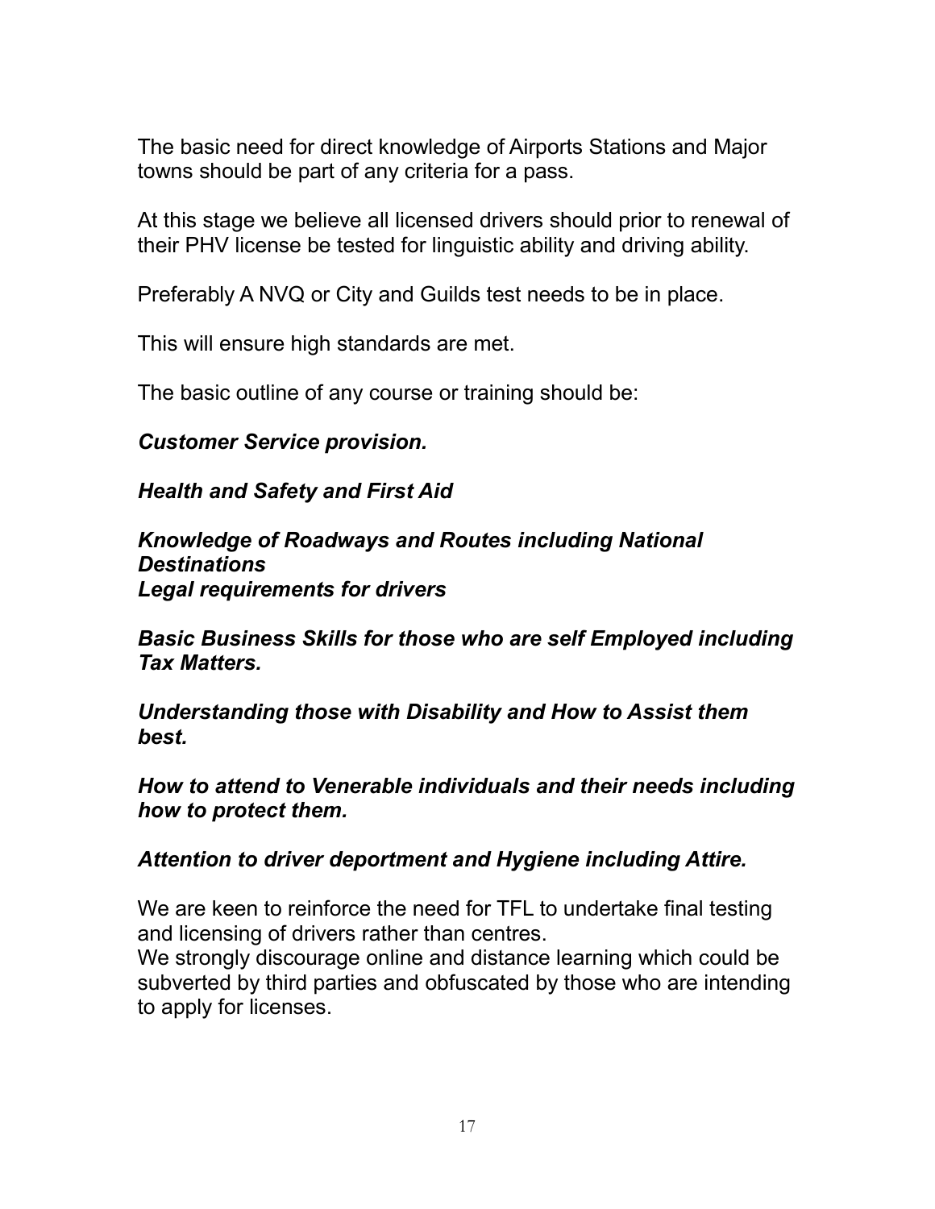The basic need for direct knowledge of Airports Stations and Major towns should be part of any criteria for a pass.

At this stage we believe all licensed drivers should prior to renewal of their PHV license be tested for linguistic ability and driving ability.

Preferably A NVQ or City and Guilds test needs to be in place.

This will ensure high standards are met.

The basic outline of any course or training should be:

***Customer Service provision.***

***Health and Safety and First Aid***

***Knowledge of Roadways and Routes including National Destinations***
***Legal requirements for drivers***

***Basic Business Skills for those who are self Employed including Tax Matters.***

***Understanding those with Disability and How to Assist them best.***

***How to attend to Venerable individuals and their needs including how to protect them.***

***Attention to driver deportment and Hygiene including Attire.***

We are keen to reinforce the need for TFL to undertake final testing and licensing of drivers rather than centres.
We strongly discourage online and distance learning which could be subverted by third parties and obfuscated by those who are intending to apply for licenses.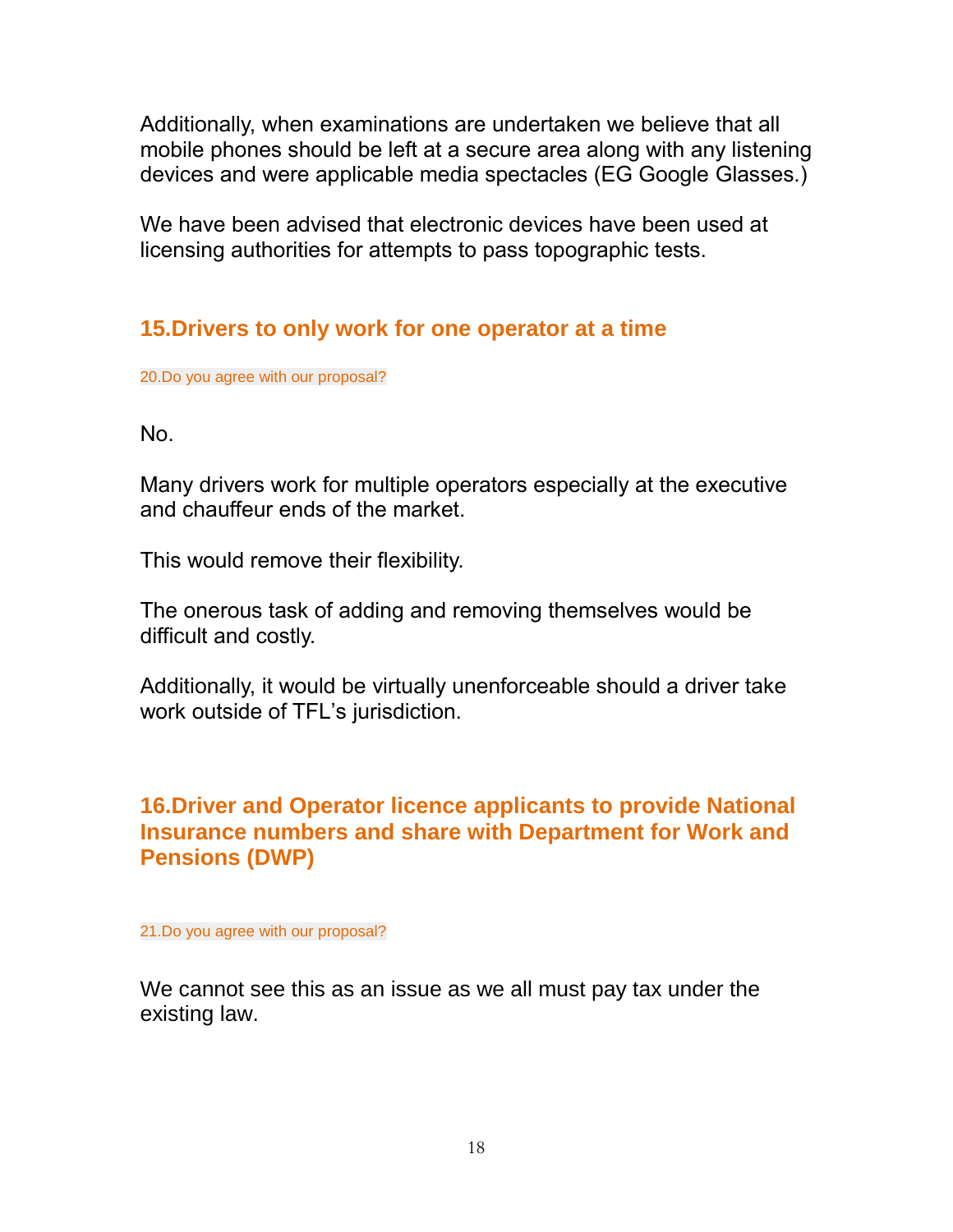Additionally, when examinations are undertaken we believe that all mobile phones should be left at a secure area along with any listening devices and were applicable media spectacles (EG Google Glasses.)

We have been advised that electronic devices have been used at licensing authorities for attempts to pass topographic tests.

## 15.Drivers to only work for one operator at a time

20.Do you agree with our proposal?

No.

Many drivers work for multiple operators especially at the executive and chauffeur ends of the market.

This would remove their flexibility.

The onerous task of adding and removing themselves would be difficult and costly.

Additionally, it would be virtually unenforceable should a driver take work outside of TFL's jurisdiction.

## 16.Driver and Operator licence applicants to provide National Insurance numbers and share with Department for Work and Pensions (DWP)

21.Do you agree with our proposal?

We cannot see this as an issue as we all must pay tax under the existing law.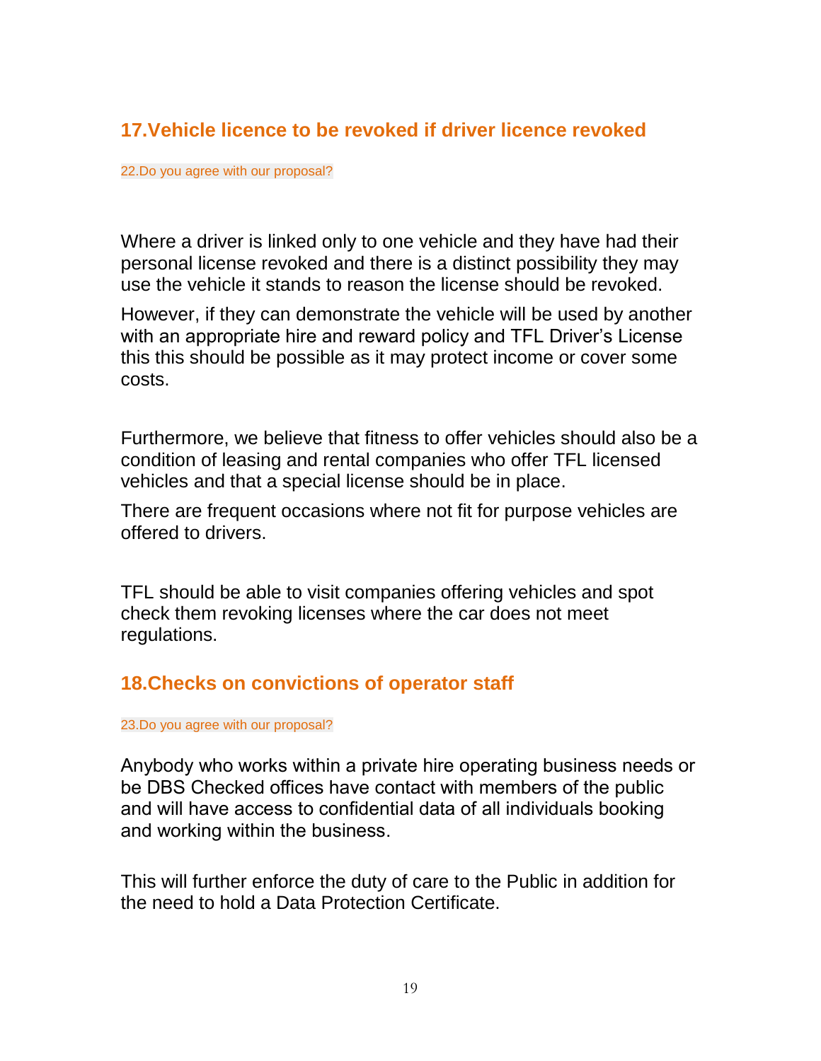## 17.Vehicle licence to be revoked if driver licence revoked

22.Do you agree with our proposal?

Where a driver is linked only to one vehicle and they have had their personal license revoked and there is a distinct possibility they may use the vehicle it stands to reason the license should be revoked.

However, if they can demonstrate the vehicle will be used by another with an appropriate hire and reward policy and TFL Driver's License this this should be possible as it may protect income or cover some costs.

Furthermore, we believe that fitness to offer vehicles should also be a condition of leasing and rental companies who offer TFL licensed vehicles and that a special license should be in place.

There are frequent occasions where not fit for purpose vehicles are offered to drivers.

TFL should be able to visit companies offering vehicles and spot check them revoking licenses where the car does not meet regulations.

## 18.Checks on convictions of operator staff

23.Do you agree with our proposal?

Anybody who works within a private hire operating business needs or be DBS Checked offices have contact with members of the public and will have access to confidential data of all individuals booking and working within the business.

This will further enforce the duty of care to the Public in addition for the need to hold a Data Protection Certificate.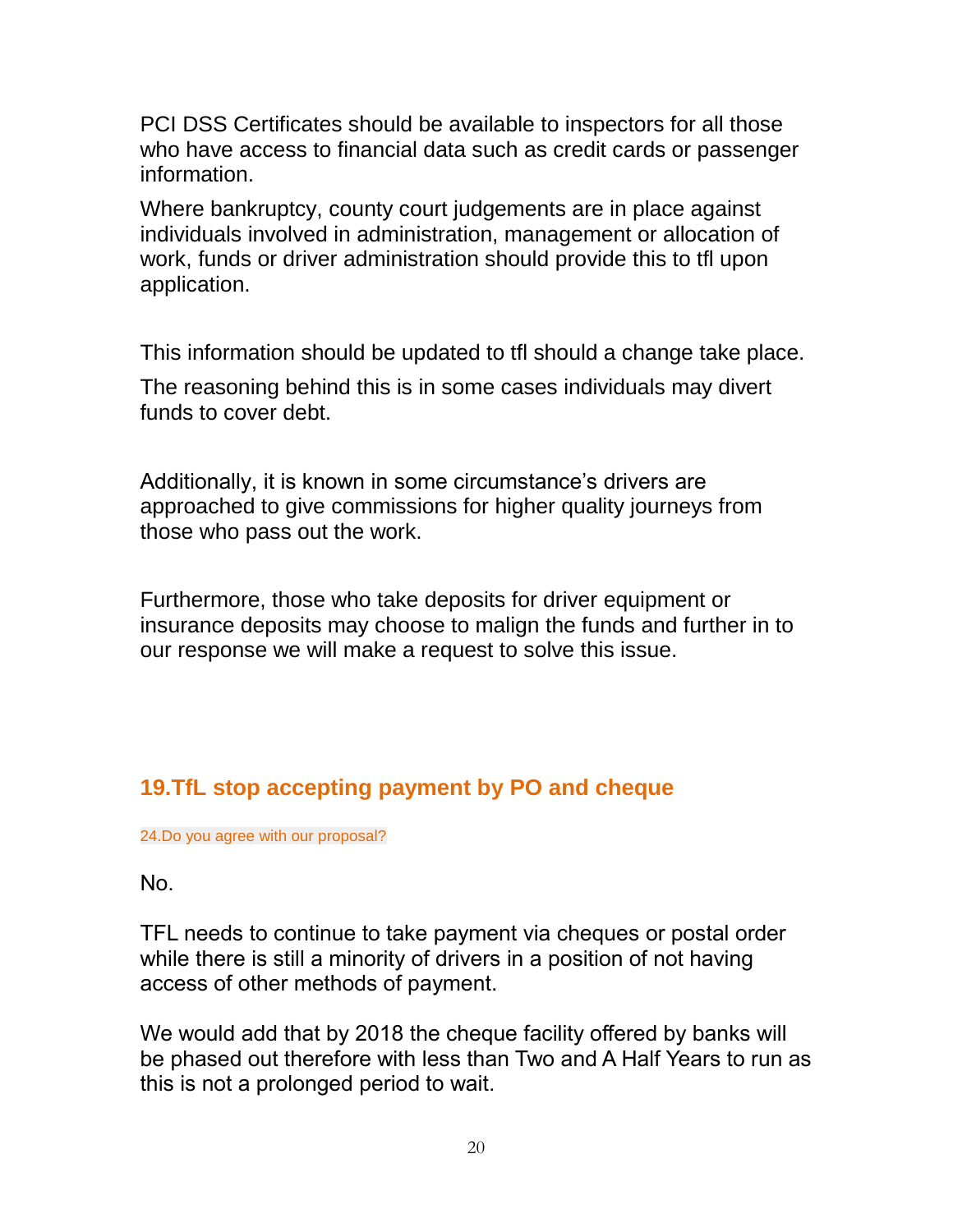PCI DSS Certificates should be available to inspectors for all those who have access to financial data such as credit cards or passenger information.

Where bankruptcy, county court judgements are in place against individuals involved in administration, management or allocation of work, funds or driver administration should provide this to tfl upon application.

This information should be updated to tfl should a change take place.

The reasoning behind this is in some cases individuals may divert funds to cover debt.

Additionally, it is known in some circumstance's drivers are approached to give commissions for higher quality journeys from those who pass out the work.

Furthermore, those who take deposits for driver equipment or insurance deposits may choose to malign the funds and further in to our response we will make a request to solve this issue.

## 19.TfL stop accepting payment by PO and cheque

24.Do you agree with our proposal?

No.

TFL needs to continue to take payment via cheques or postal order while there is still a minority of drivers in a position of not having access of other methods of payment.

We would add that by 2018 the cheque facility offered by banks will be phased out therefore with less than Two and A Half Years to run as this is not a prolonged period to wait.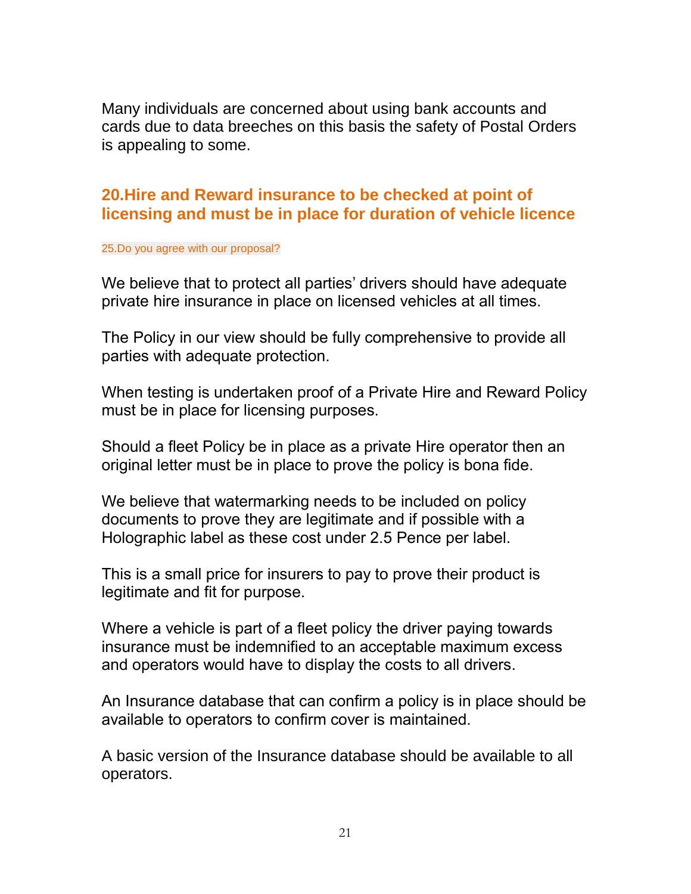Many individuals are concerned about using bank accounts and cards due to data breeches on this basis the safety of Postal Orders is appealing to some.

## 20.Hire and Reward insurance to be checked at point of licensing and must be in place for duration of vehicle licence

25.Do you agree with our proposal?

We believe that to protect all parties' drivers should have adequate private hire insurance in place on licensed vehicles at all times.

The Policy in our view should be fully comprehensive to provide all parties with adequate protection.

When testing is undertaken proof of a Private Hire and Reward Policy must be in place for licensing purposes.

Should a fleet Policy be in place as a private Hire operator then an original letter must be in place to prove the policy is bona fide.

We believe that watermarking needs to be included on policy documents to prove they are legitimate and if possible with a Holographic label as these cost under 2.5 Pence per label.

This is a small price for insurers to pay to prove their product is legitimate and fit for purpose.

Where a vehicle is part of a fleet policy the driver paying towards insurance must be indemnified to an acceptable maximum excess and operators would have to display the costs to all drivers.

An Insurance database that can confirm a policy is in place should be available to operators to confirm cover is maintained.

A basic version of the Insurance database should be available to all operators.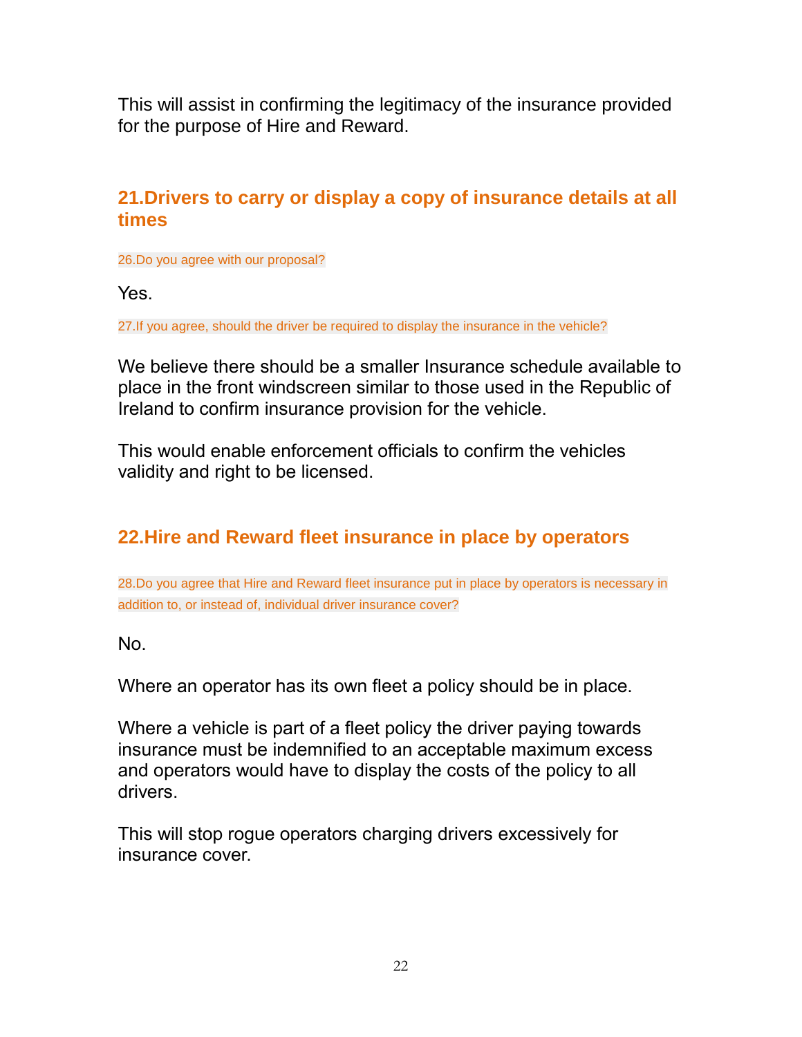This will assist in confirming the legitimacy of the insurance provided for the purpose of Hire and Reward.

## 21.Drivers to carry or display a copy of insurance details at all times

26.Do you agree with our proposal?

Yes.

27.If you agree, should the driver be required to display the insurance in the vehicle?

We believe there should be a smaller Insurance schedule available to place in the front windscreen similar to those used in the Republic of Ireland to confirm insurance provision for the vehicle.

This would enable enforcement officials to confirm the vehicles validity and right to be licensed.

## 22.Hire and Reward fleet insurance in place by operators

28.Do you agree that Hire and Reward fleet insurance put in place by operators is necessary in addition to, or instead of, individual driver insurance cover?

No.

Where an operator has its own fleet a policy should be in place.

Where a vehicle is part of a fleet policy the driver paying towards insurance must be indemnified to an acceptable maximum excess and operators would have to display the costs of the policy to all drivers.

This will stop rogue operators charging drivers excessively for insurance cover.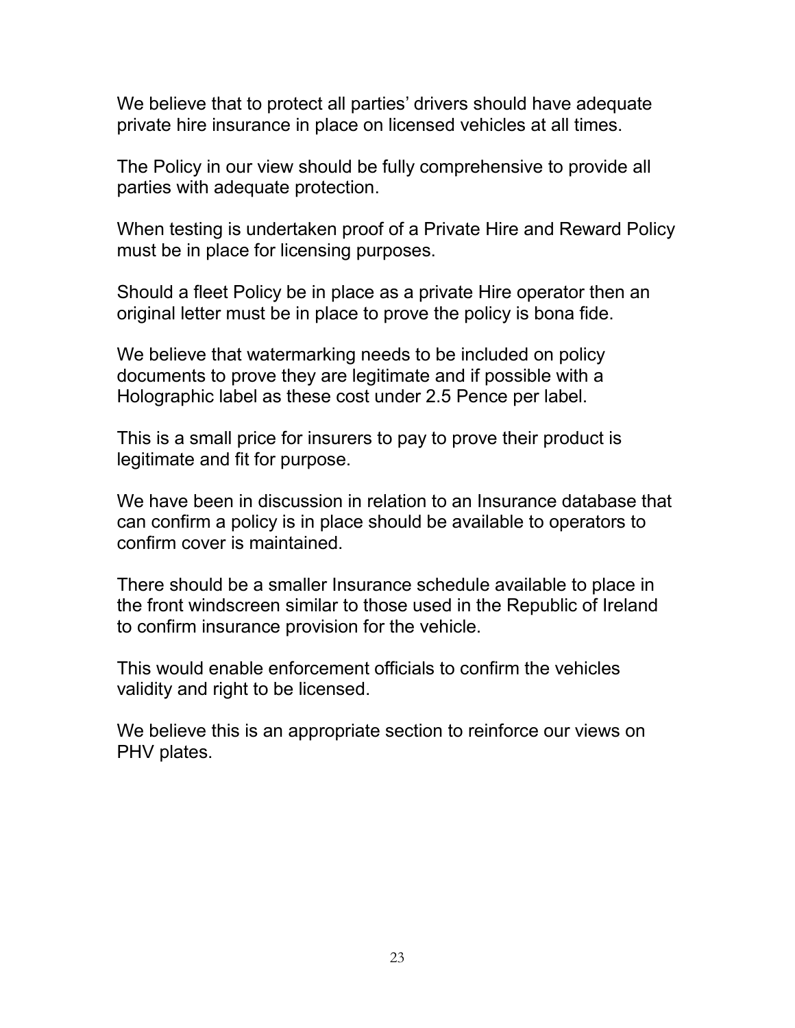We believe that to protect all parties' drivers should have adequate private hire insurance in place on licensed vehicles at all times.

The Policy in our view should be fully comprehensive to provide all parties with adequate protection.

When testing is undertaken proof of a Private Hire and Reward Policy must be in place for licensing purposes.

Should a fleet Policy be in place as a private Hire operator then an original letter must be in place to prove the policy is bona fide.

We believe that watermarking needs to be included on policy documents to prove they are legitimate and if possible with a Holographic label as these cost under 2.5 Pence per label.

This is a small price for insurers to pay to prove their product is legitimate and fit for purpose.

We have been in discussion in relation to an Insurance database that can confirm a policy is in place should be available to operators to confirm cover is maintained.

There should be a smaller Insurance schedule available to place in the front windscreen similar to those used in the Republic of Ireland to confirm insurance provision for the vehicle.

This would enable enforcement officials to confirm the vehicles validity and right to be licensed.

We believe this is an appropriate section to reinforce our views on PHV plates.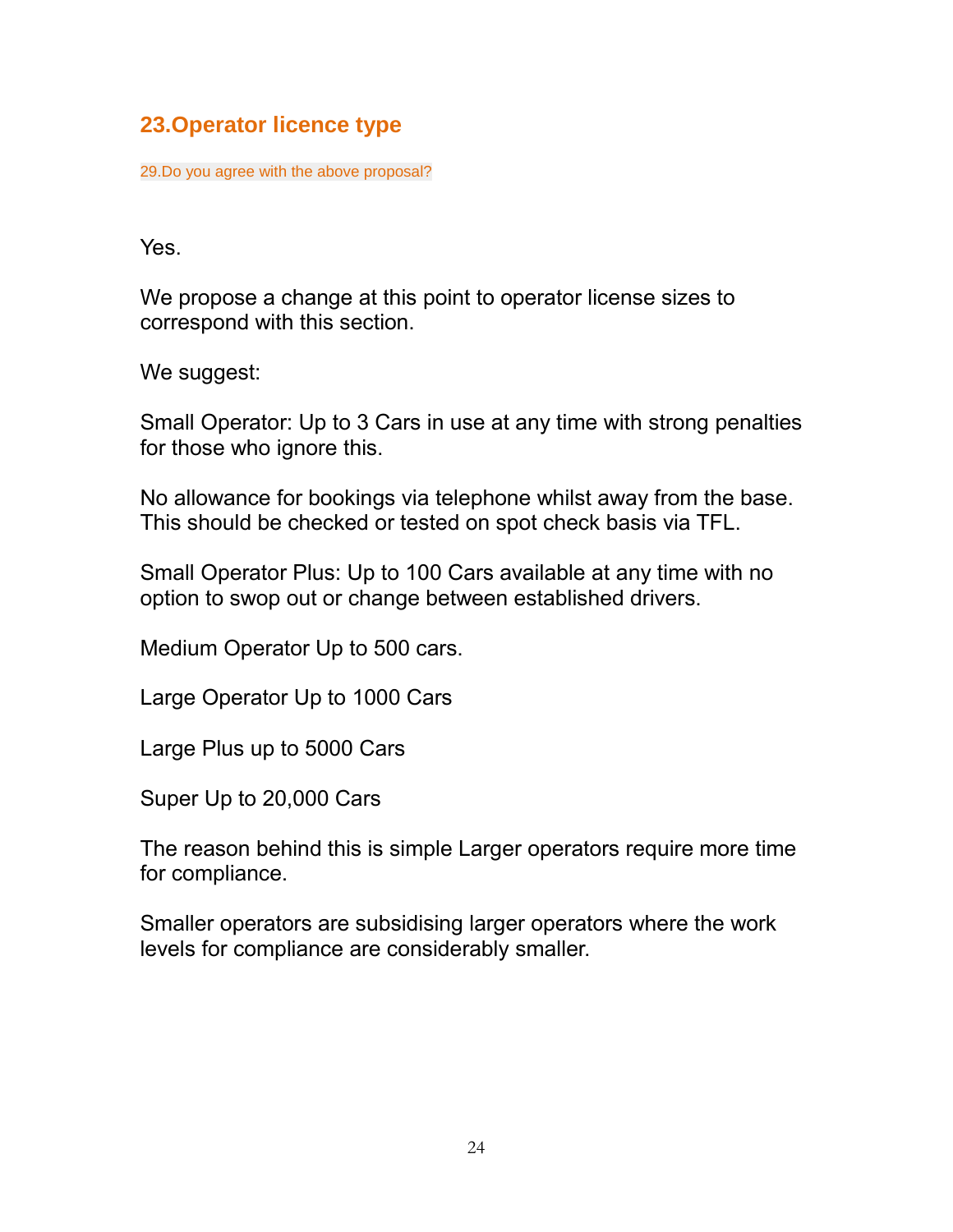## 23.Operator licence type

29.Do you agree with the above proposal?

Yes.

We propose a change at this point to operator license sizes to correspond with this section.

We suggest:

Small Operator: Up to 3 Cars in use at any time with strong penalties for those who ignore this.

No allowance for bookings via telephone whilst away from the base. This should be checked or tested on spot check basis via TFL.

Small Operator Plus: Up to 100 Cars available at any time with no option to swop out or change between established drivers.

Medium Operator Up to 500 cars.

Large Operator Up to 1000 Cars

Large Plus up to 5000 Cars

Super Up to 20,000 Cars

The reason behind this is simple Larger operators require more time for compliance.

Smaller operators are subsidising larger operators where the work levels for compliance are considerably smaller.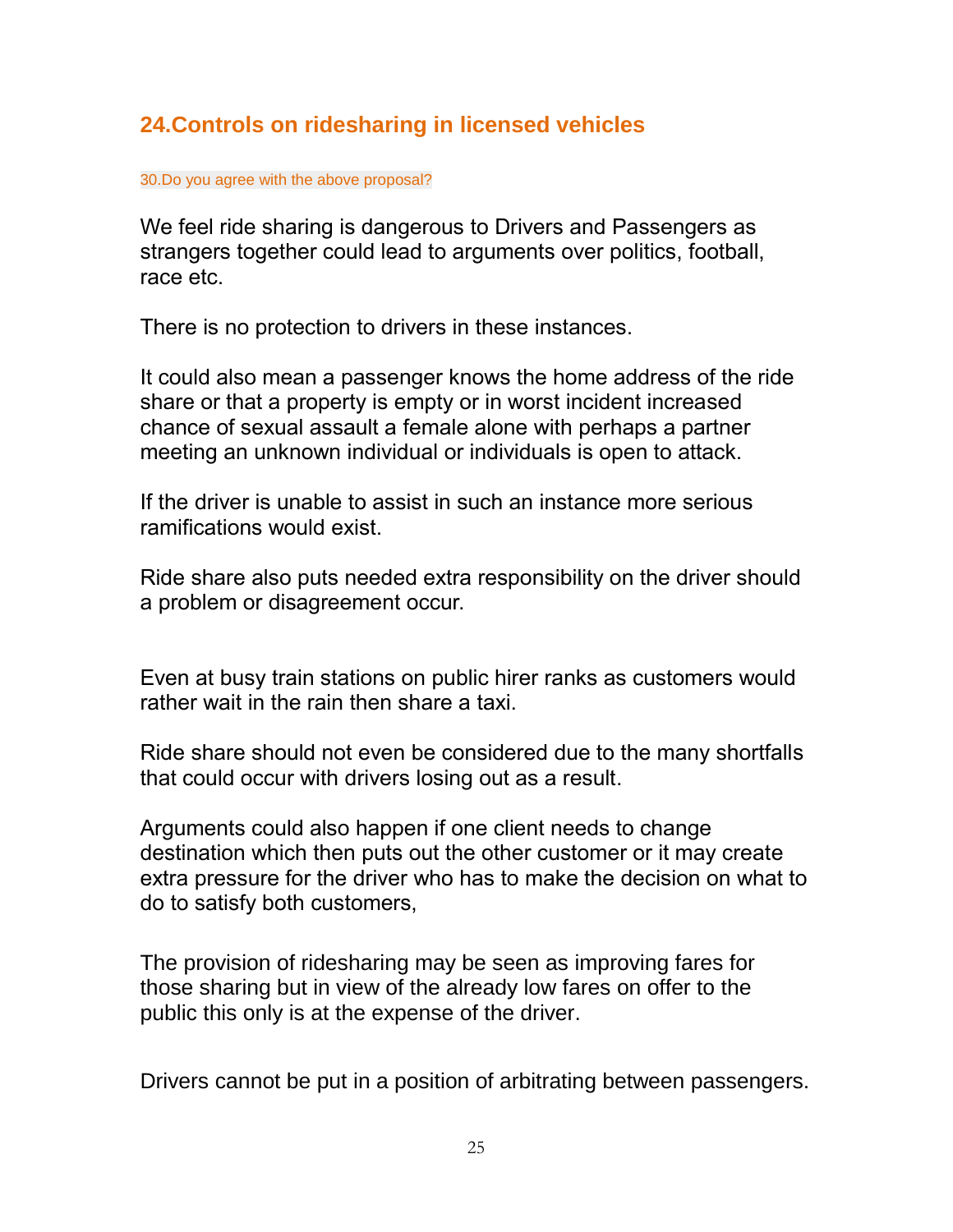## 24.Controls on ridesharing in licensed vehicles

30.Do you agree with the above proposal?

We feel ride sharing is dangerous to Drivers and Passengers as strangers together could lead to arguments over politics, football, race etc.

There is no protection to drivers in these instances.

It could also mean a passenger knows the home address of the ride share or that a property is empty or in worst incident increased chance of sexual assault a female alone with perhaps a partner meeting an unknown individual or individuals is open to attack.

If the driver is unable to assist in such an instance more serious ramifications would exist.

Ride share also puts needed extra responsibility on the driver should a problem or disagreement occur.

Even at busy train stations on public hirer ranks as customers would rather wait in the rain then share a taxi.

Ride share should not even be considered due to the many shortfalls that could occur with drivers losing out as a result.

Arguments could also happen if one client needs to change destination which then puts out the other customer or it may create extra pressure for the driver who has to make the decision on what to do to satisfy both customers,

The provision of ridesharing may be seen as improving fares for those sharing but in view of the already low fares on offer to the public this only is at the expense of the driver.

Drivers cannot be put in a position of arbitrating between passengers.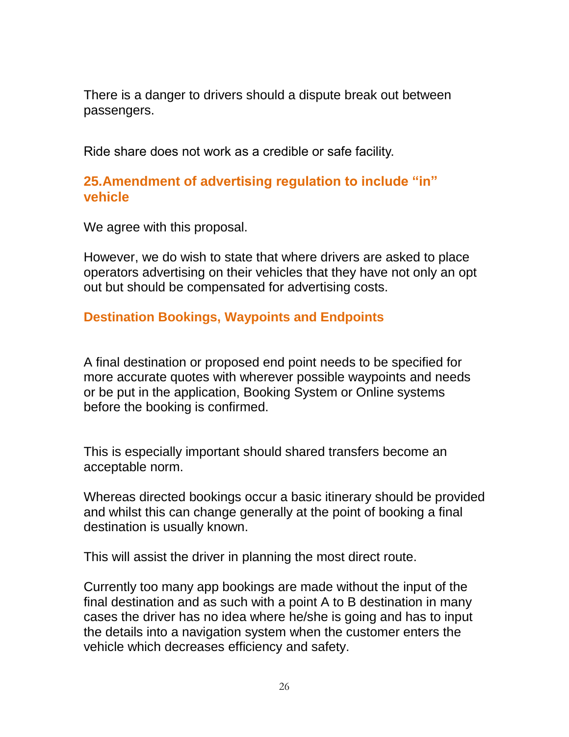There is a danger to drivers should a dispute break out between passengers.

Ride share does not work as a credible or safe facility.

## 25.Amendment of advertising regulation to include "in" vehicle

We agree with this proposal.

However, we do wish to state that where drivers are asked to place operators advertising on their vehicles that they have not only an opt out but should be compensated for advertising costs.

## Destination Bookings, Waypoints and Endpoints

A final destination or proposed end point needs to be specified for more accurate quotes with wherever possible waypoints and needs or be put in the application, Booking System or Online systems before the booking is confirmed.

This is especially important should shared transfers become an acceptable norm.

Whereas directed bookings occur a basic itinerary should be provided and whilst this can change generally at the point of booking a final destination is usually known.

This will assist the driver in planning the most direct route.

Currently too many app bookings are made without the input of the final destination and as such with a point A to B destination in many cases the driver has no idea where he/she is going and has to input the details into a navigation system when the customer enters the vehicle which decreases efficiency and safety.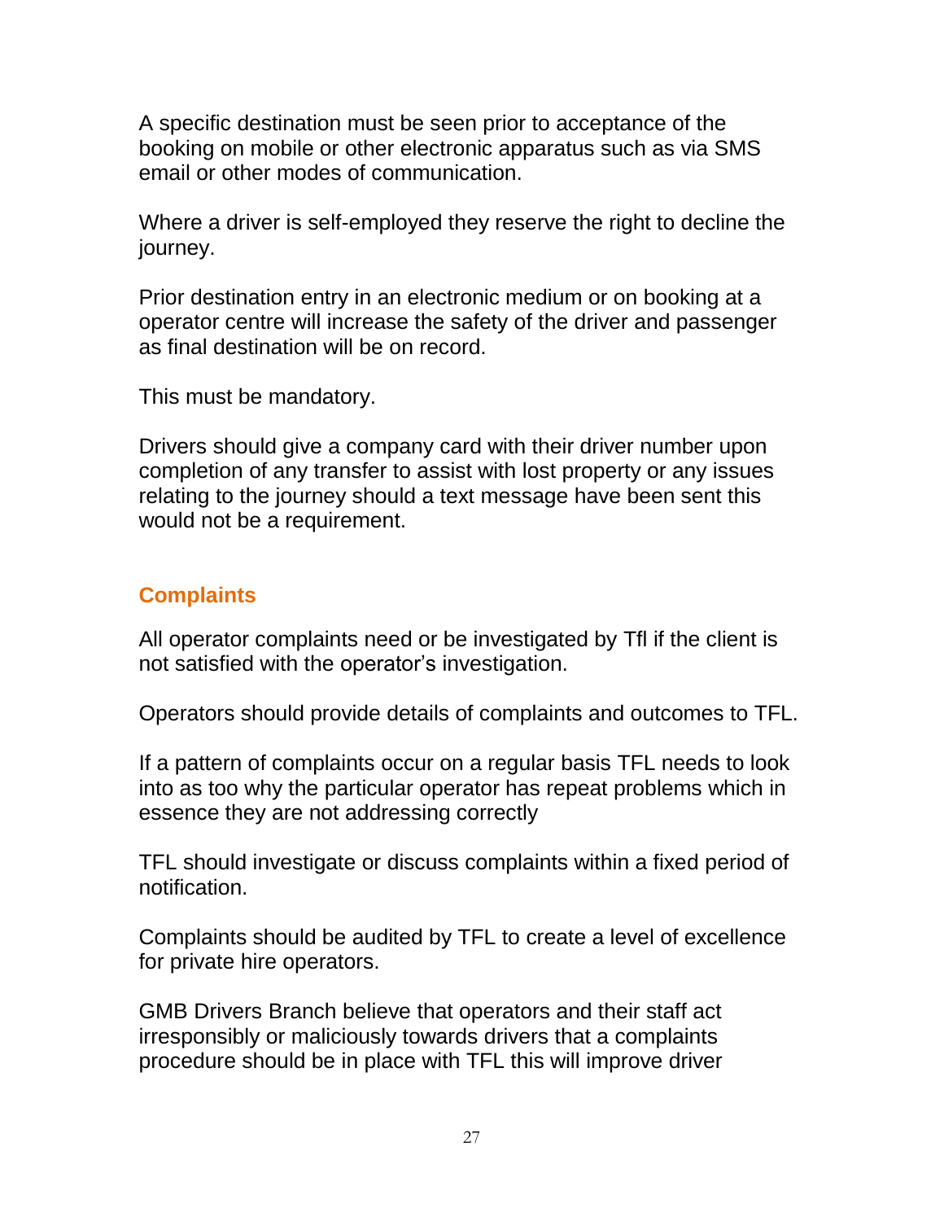A specific destination must be seen prior to acceptance of the booking on mobile or other electronic apparatus such as via SMS email or other modes of communication.

Where a driver is self-employed they reserve the right to decline the journey.

Prior destination entry in an electronic medium or on booking at a operator centre will increase the safety of the driver and passenger as final destination will be on record.

This must be mandatory.

Drivers should give a company card with their driver number upon completion of any transfer to assist with lost property or any issues relating to the journey should a text message have been sent this would not be a requirement.

## Complaints

All operator complaints need or be investigated by Tfl if the client is not satisfied with the operator's investigation.

Operators should provide details of complaints and outcomes to TFL.

If a pattern of complaints occur on a regular basis TFL needs to look into as too why the particular operator has repeat problems which in essence they are not addressing correctly

TFL should investigate or discuss complaints within a fixed period of notification.

Complaints should be audited by TFL to create a level of excellence for private hire operators.

GMB Drivers Branch believe that operators and their staff act irresponsibly or maliciously towards drivers that a complaints procedure should be in place with TFL this will improve driver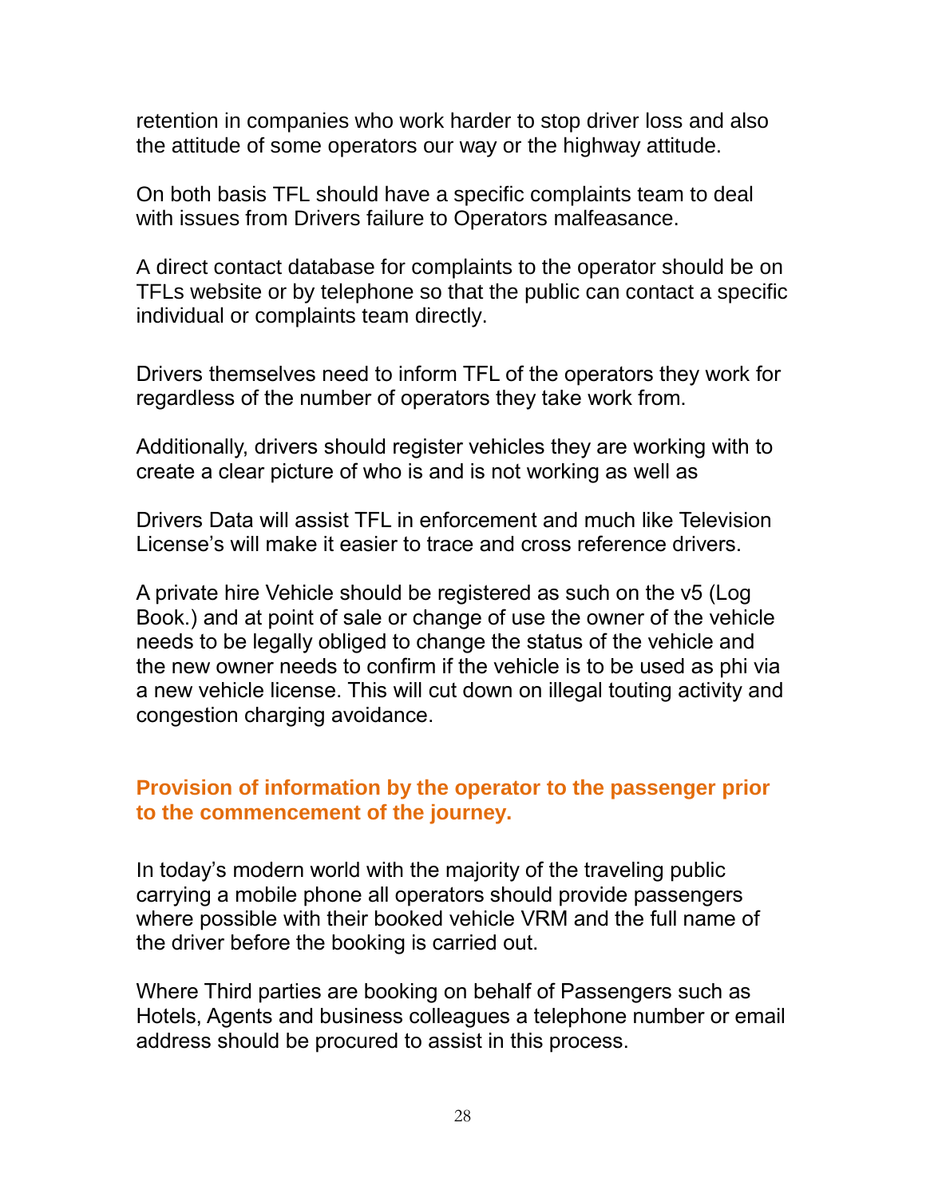retention in companies who work harder to stop driver loss and also the attitude of some operators our way or the highway attitude.

On both basis TFL should have a specific complaints team to deal with issues from Drivers failure to Operators malfeasance.

A direct contact database for complaints to the operator should be on TFLs website or by telephone so that the public can contact a specific individual or complaints team directly.

Drivers themselves need to inform TFL of the operators they work for regardless of the number of operators they take work from.

Additionally, drivers should register vehicles they are working with to create a clear picture of who is and is not working as well as

Drivers Data will assist TFL in enforcement and much like Television License's will make it easier to trace and cross reference drivers.

A private hire Vehicle should be registered as such on the v5 (Log Book.) and at point of sale or change of use the owner of the vehicle needs to be legally obliged to change the status of the vehicle and the new owner needs to confirm if the vehicle is to be used as phi via a new vehicle license. This will cut down on illegal touting activity and congestion charging avoidance.

## Provision of information by the operator to the passenger prior to the commencement of the journey.

In today's modern world with the majority of the traveling public carrying a mobile phone all operators should provide passengers where possible with their booked vehicle VRM and the full name of the driver before the booking is carried out.

Where Third parties are booking on behalf of Passengers such as Hotels, Agents and business colleagues a telephone number or email address should be procured to assist in this process.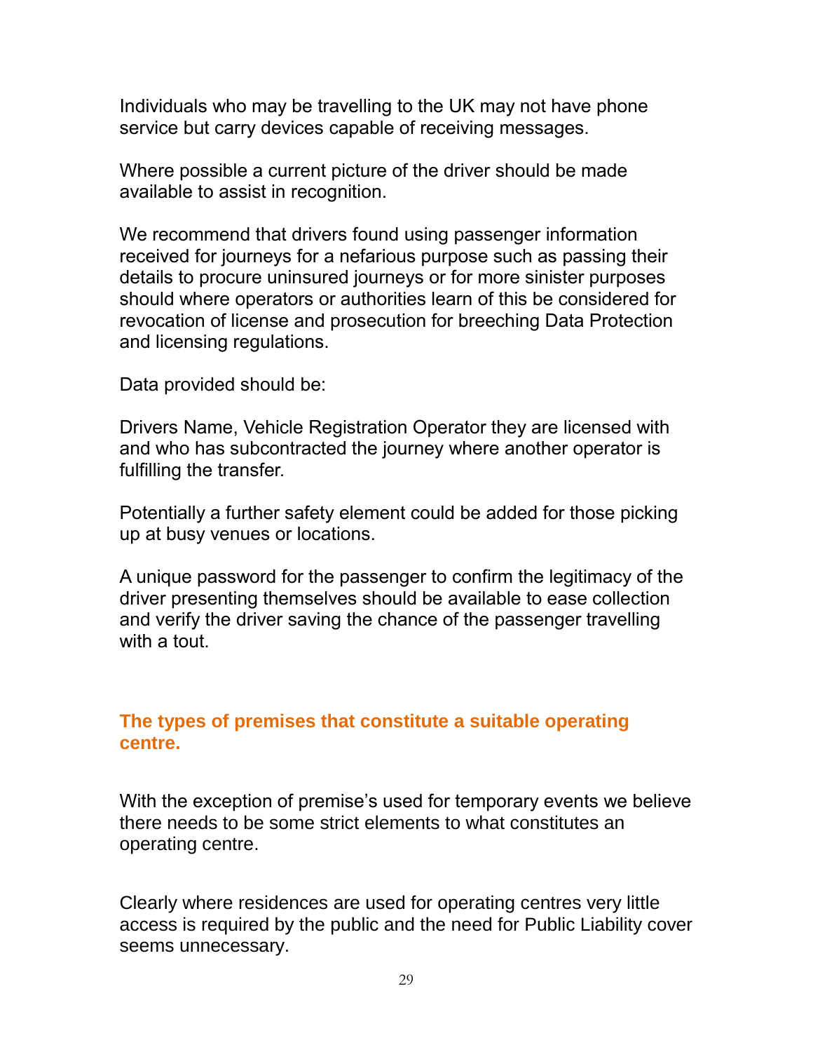Individuals who may be travelling to the UK may not have phone service but carry devices capable of receiving messages.

Where possible a current picture of the driver should be made available to assist in recognition.

We recommend that drivers found using passenger information received for journeys for a nefarious purpose such as passing their details to procure uninsured journeys or for more sinister purposes should where operators or authorities learn of this be considered for revocation of license and prosecution for breeching Data Protection and licensing regulations.

Data provided should be:

Drivers Name, Vehicle Registration Operator they are licensed with and who has subcontracted the journey where another operator is fulfilling the transfer.

Potentially a further safety element could be added for those picking up at busy venues or locations.

A unique password for the passenger to confirm the legitimacy of the driver presenting themselves should be available to ease collection and verify the driver saving the chance of the passenger travelling with a tout.

## The types of premises that constitute a suitable operating centre.

With the exception of premise's used for temporary events we believe there needs to be some strict elements to what constitutes an operating centre.

Clearly where residences are used for operating centres very little access is required by the public and the need for Public Liability cover seems unnecessary.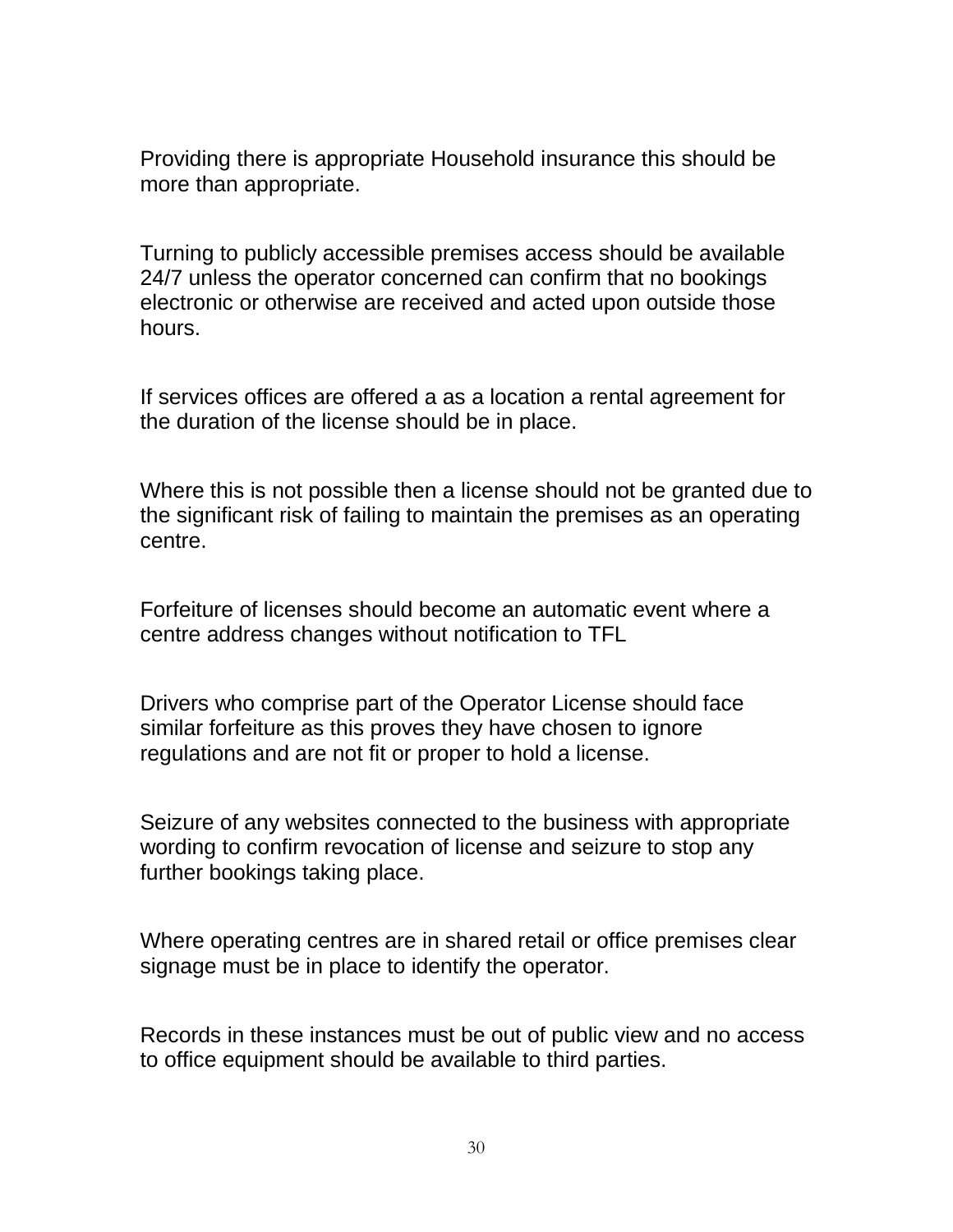Providing there is appropriate Household insurance this should be more than appropriate.

Turning to publicly accessible premises access should be available 24/7 unless the operator concerned can confirm that no bookings electronic or otherwise are received and acted upon outside those hours.

If services offices are offered a as a location a rental agreement for the duration of the license should be in place.

Where this is not possible then a license should not be granted due to the significant risk of failing to maintain the premises as an operating centre.

Forfeiture of licenses should become an automatic event where a centre address changes without notification to TFL

Drivers who comprise part of the Operator License should face similar forfeiture as this proves they have chosen to ignore regulations and are not fit or proper to hold a license.

Seizure of any websites connected to the business with appropriate wording to confirm revocation of license and seizure to stop any further bookings taking place.

Where operating centres are in shared retail or office premises clear signage must be in place to identify the operator.

Records in these instances must be out of public view and no access to office equipment should be available to third parties.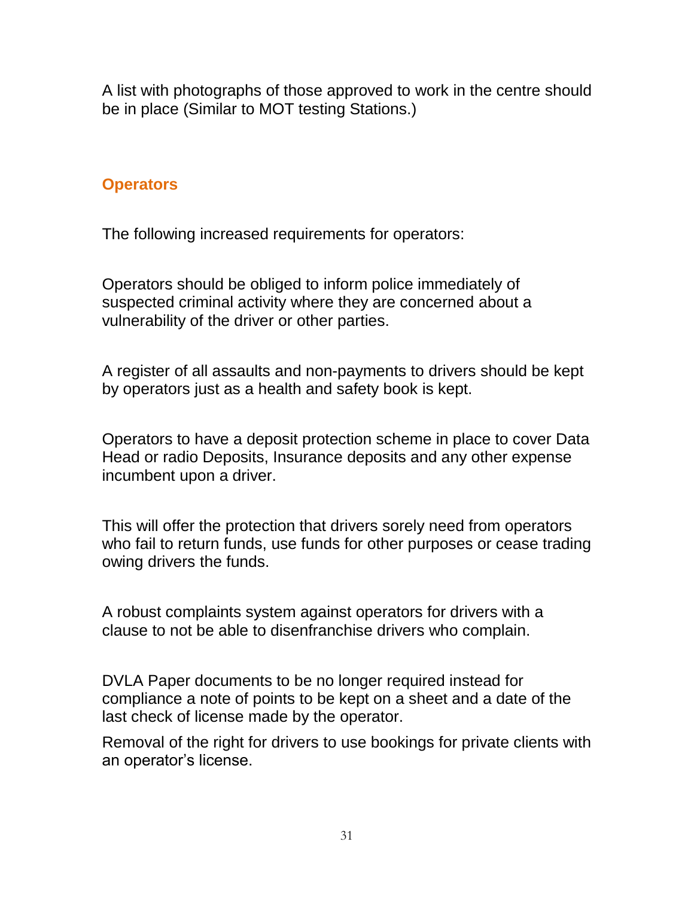A list with photographs of those approved to work in the centre should be in place (Similar to MOT testing Stations.)

## Operators

The following increased requirements for operators:

Operators should be obliged to inform police immediately of suspected criminal activity where they are concerned about a vulnerability of the driver or other parties.

A register of all assaults and non-payments to drivers should be kept by operators just as a health and safety book is kept.

Operators to have a deposit protection scheme in place to cover Data Head or radio Deposits, Insurance deposits and any other expense incumbent upon a driver.

This will offer the protection that drivers sorely need from operators who fail to return funds, use funds for other purposes or cease trading owing drivers the funds.

A robust complaints system against operators for drivers with a clause to not be able to disenfranchise drivers who complain.

DVLA Paper documents to be no longer required instead for compliance a note of points to be kept on a sheet and a date of the last check of license made by the operator.

Removal of the right for drivers to use bookings for private clients with an operator's license.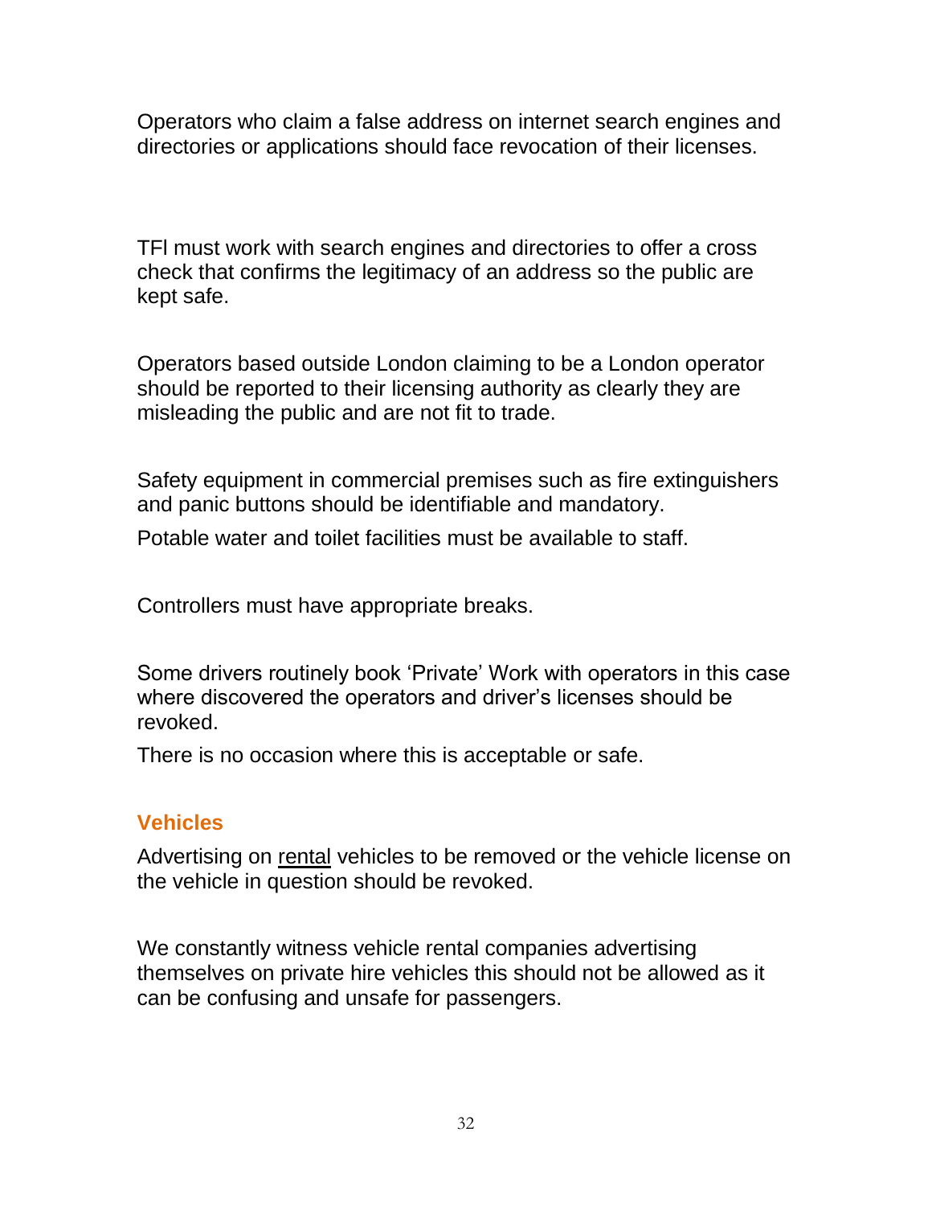Operators who claim a false address on internet search engines and directories or applications should face revocation of their licenses.

TFl must work with search engines and directories to offer a cross check that confirms the legitimacy of an address so the public are kept safe.

Operators based outside London claiming to be a London operator should be reported to their licensing authority as clearly they are misleading the public and are not fit to trade.

Safety equipment in commercial premises such as fire extinguishers and panic buttons should be identifiable and mandatory.

Potable water and toilet facilities must be available to staff.

Controllers must have appropriate breaks.

Some drivers routinely book 'Private' Work with operators in this case where discovered the operators and driver's licenses should be revoked.

There is no occasion where this is acceptable or safe.

## Vehicles

Advertising on <u>rental</u> vehicles to be removed or the vehicle license on the vehicle in question should be revoked.

We constantly witness vehicle rental companies advertising themselves on private hire vehicles this should not be allowed as it can be confusing and unsafe for passengers.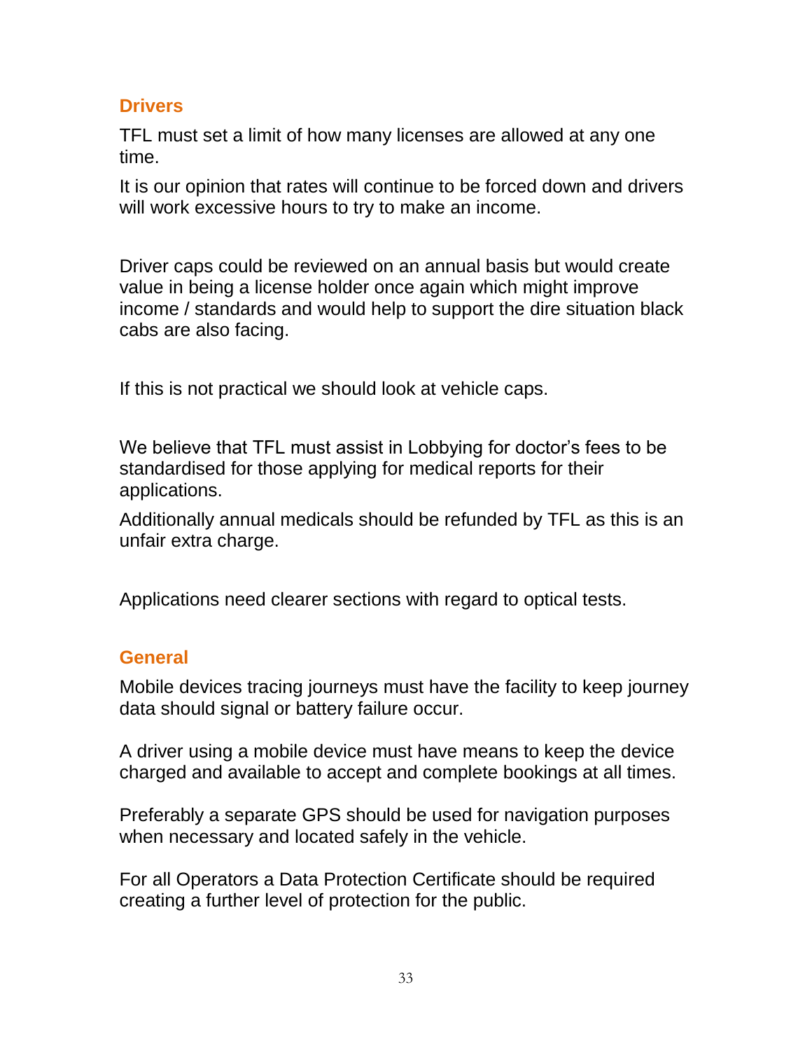## Drivers

TFL must set a limit of how many licenses are allowed at any one time.

It is our opinion that rates will continue to be forced down and drivers will work excessive hours to try to make an income.

Driver caps could be reviewed on an annual basis but would create value in being a license holder once again which might improve income / standards and would help to support the dire situation black cabs are also facing.

If this is not practical we should look at vehicle caps.

We believe that TFL must assist in Lobbying for doctor's fees to be standardised for those applying for medical reports for their applications.

Additionally annual medicals should be refunded by TFL as this is an unfair extra charge.

Applications need clearer sections with regard to optical tests.

## General

Mobile devices tracing journeys must have the facility to keep journey data should signal or battery failure occur.

A driver using a mobile device must have means to keep the device charged and available to accept and complete bookings at all times.

Preferably a separate GPS should be used for navigation purposes when necessary and located safely in the vehicle.

For all Operators a Data Protection Certificate should be required creating a further level of protection for the public.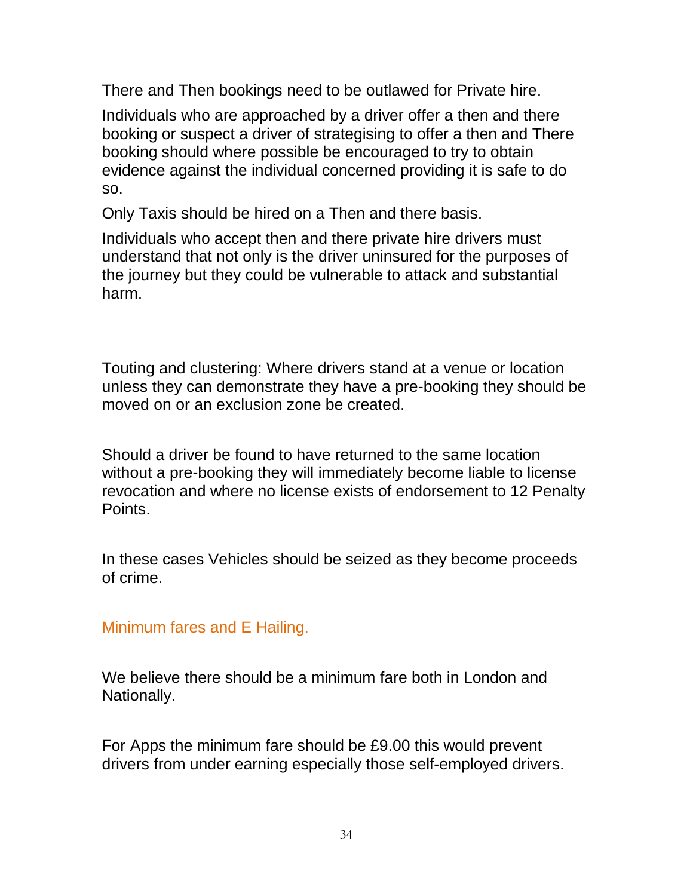There and Then bookings need to be outlawed for Private hire.

Individuals who are approached by a driver offer a then and there booking or suspect a driver of strategising to offer a then and There booking should where possible be encouraged to try to obtain evidence against the individual concerned providing it is safe to do so.

Only Taxis should be hired on a Then and there basis.

Individuals who accept then and there private hire drivers must understand that not only is the driver uninsured for the purposes of the journey but they could be vulnerable to attack and substantial harm.

Touting and clustering: Where drivers stand at a venue or location unless they can demonstrate they have a pre-booking they should be moved on or an exclusion zone be created.

Should a driver be found to have returned to the same location without a pre-booking they will immediately become liable to license revocation and where no license exists of endorsement to 12 Penalty Points.

In these cases Vehicles should be seized as they become proceeds of crime.

## Minimum fares and E Hailing.

We believe there should be a minimum fare both in London and Nationally.

For Apps the minimum fare should be £9.00 this would prevent drivers from under earning especially those self-employed drivers.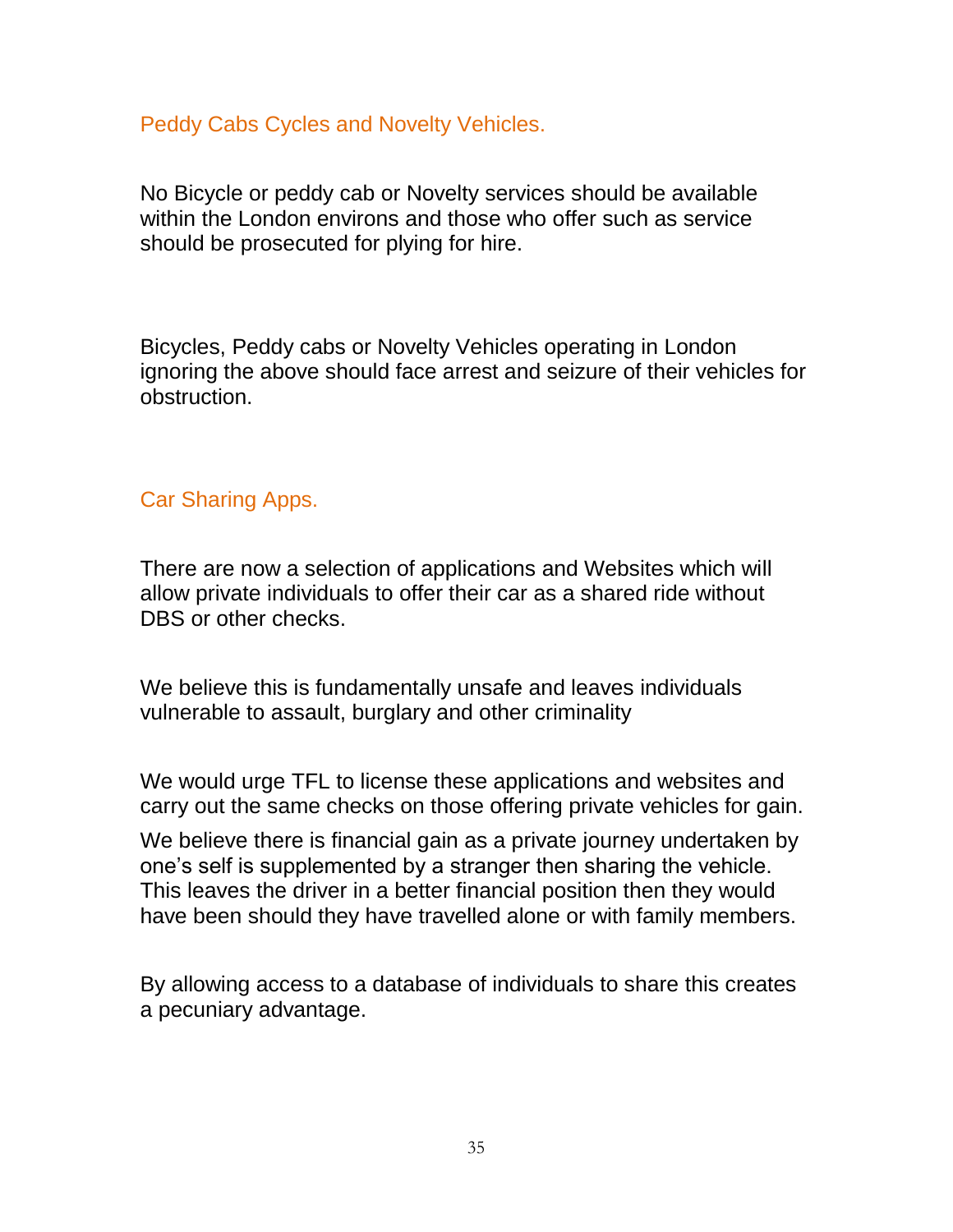## Peddy Cabs Cycles and Novelty Vehicles.

No Bicycle or peddy cab or Novelty services should be available within the London environs and those who offer such as service should be prosecuted for plying for hire.

Bicycles, Peddy cabs or Novelty Vehicles operating in London ignoring the above should face arrest and seizure of their vehicles for obstruction.

## Car Sharing Apps.

There are now a selection of applications and Websites which will allow private individuals to offer their car as a shared ride without DBS or other checks.

We believe this is fundamentally unsafe and leaves individuals vulnerable to assault, burglary and other criminality

We would urge TFL to license these applications and websites and carry out the same checks on those offering private vehicles for gain.

We believe there is financial gain as a private journey undertaken by one's self is supplemented by a stranger then sharing the vehicle. This leaves the driver in a better financial position then they would have been should they have travelled alone or with family members.

By allowing access to a database of individuals to share this creates a pecuniary advantage.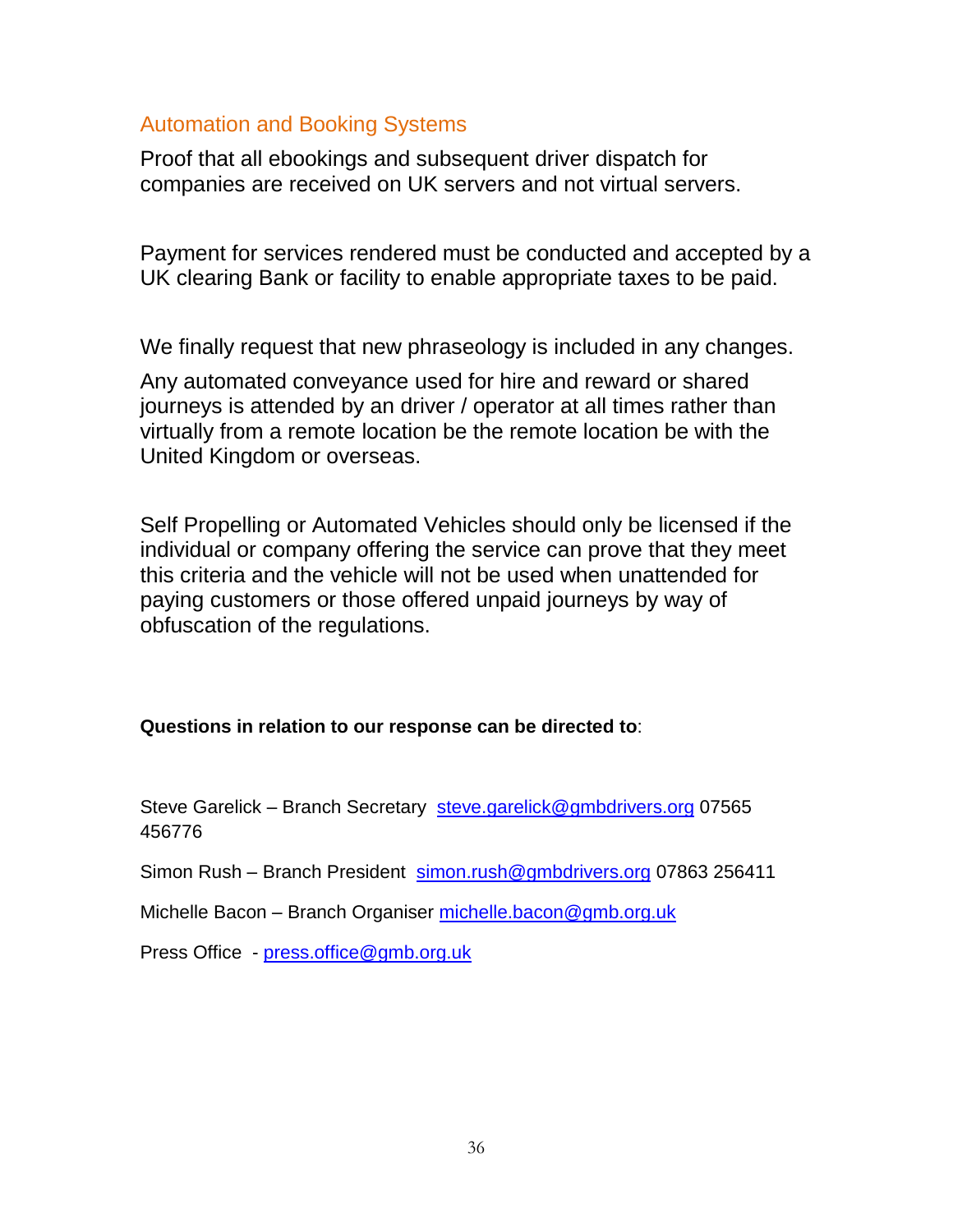## Automation and Booking Systems

Proof that all ebookings and subsequent driver dispatch for companies are received on UK servers and not virtual servers.

Payment for services rendered must be conducted and accepted by a UK clearing Bank or facility to enable appropriate taxes to be paid.

We finally request that new phraseology is included in any changes.

Any automated conveyance used for hire and reward or shared journeys is attended by an driver / operator at all times rather than virtually from a remote location be the remote location be with the United Kingdom or overseas.

Self Propelling or Automated Vehicles should only be licensed if the individual or company offering the service can prove that they meet this criteria and the vehicle will not be used when unattended for paying customers or those offered unpaid journeys by way of obfuscation of the regulations.

**Questions in relation to our response can be directed to**:

Steve Garelick – Branch Secretary steve.garelick@gmbdrivers.org 07565 456776

Simon Rush – Branch President simon.rush@gmbdrivers.org 07863 256411

Michelle Bacon – Branch Organiser michelle.bacon@gmb.org.uk

Press Office - press.office@gmb.org.uk